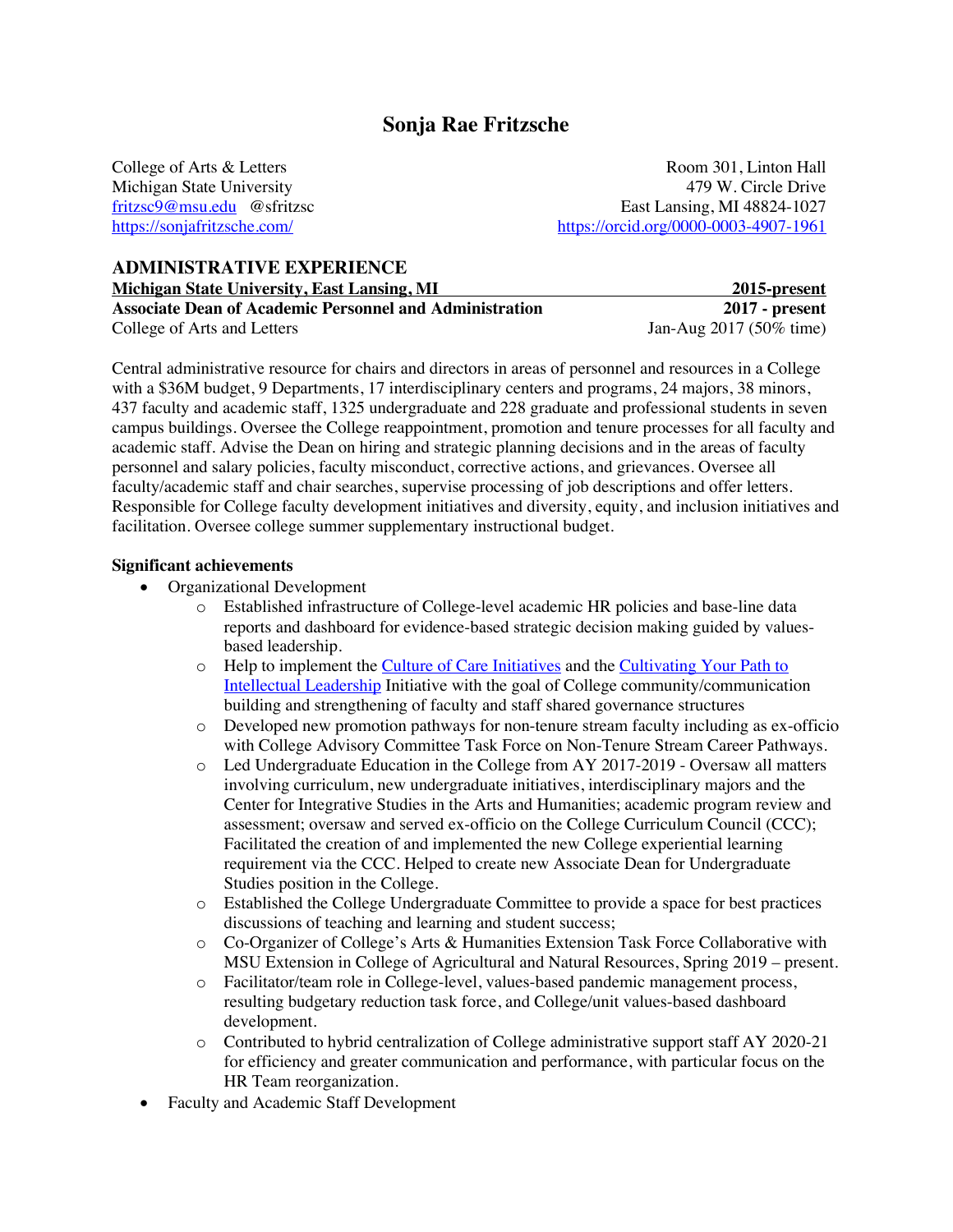# Sonja Rae Fritzsche

College of Arts & Letters
Michigan State University
[fritzsc9@msu.edu](mailto:fritzsc9@msu.edu) @sfritzsc
[https://sonjafritzsche.com/](https://sonjafritzsche.com/)

Room 301, Linton Hall
479 W. Circle Drive
East Lansing, MI 48824-1027
[https://orcid.org/0000-0003-4907-1961](https://orcid.org/0000-0003-4907-1961)

## ADMINISTRATIVE EXPERIENCE

**Michigan State University, East Lansing, MI** **2015-present**

**Associate Dean of Academic Personnel and Administration** **2017 - present**
College of Arts and Letters Jan-Aug 2017 (50% time)

Central administrative resource for chairs and directors in areas of personnel and resources in a College with a $36M budget, 9 Departments, 17 interdisciplinary centers and programs, 24 majors, 38 minors, 437 faculty and academic staff, 1325 undergraduate and 228 graduate and professional students in seven campus buildings. Oversee the College reappointment, promotion and tenure processes for all faculty and academic staff. Advise the Dean on hiring and strategic planning decisions and in the areas of faculty personnel and salary policies, faculty misconduct, corrective actions, and grievances. Oversee all faculty/academic staff and chair searches, supervise processing of job descriptions and offer letters. Responsible for College faculty development initiatives and diversity, equity, and inclusion initiatives and facilitation. Oversee college summer supplementary instructional budget.

**Significant achievements**

- Organizational Development
  - Established infrastructure of College-level academic HR policies and base-line data reports and dashboard for evidence-based strategic decision making guided by values-based leadership.
  - Help to implement the Culture of Care Initiatives and the Cultivating Your Path to Intellectual Leadership Initiative with the goal of College community/communication building and strengthening of faculty and staff shared governance structures
  - Developed new promotion pathways for non-tenure stream faculty including as ex-officio with College Advisory Committee Task Force on Non-Tenure Stream Career Pathways.
  - Led Undergraduate Education in the College from AY 2017-2019 - Oversaw all matters involving curriculum, new undergraduate initiatives, interdisciplinary majors and the Center for Integrative Studies in the Arts and Humanities; academic program review and assessment; oversaw and served ex-officio on the College Curriculum Council (CCC); Facilitated the creation of and implemented the new College experiential learning requirement via the CCC. Helped to create new Associate Dean for Undergraduate Studies position in the College.
  - Established the College Undergraduate Committee to provide a space for best practices discussions of teaching and learning and student success;
  - Co-Organizer of College's Arts & Humanities Extension Task Force Collaborative with MSU Extension in College of Agricultural and Natural Resources, Spring 2019 – present.
  - Facilitator/team role in College-level, values-based pandemic management process, resulting budgetary reduction task force, and College/unit values-based dashboard development.
  - Contributed to hybrid centralization of College administrative support staff AY 2020-21 for efficiency and greater communication and performance, with particular focus on the HR Team reorganization.
- Faculty and Academic Staff Development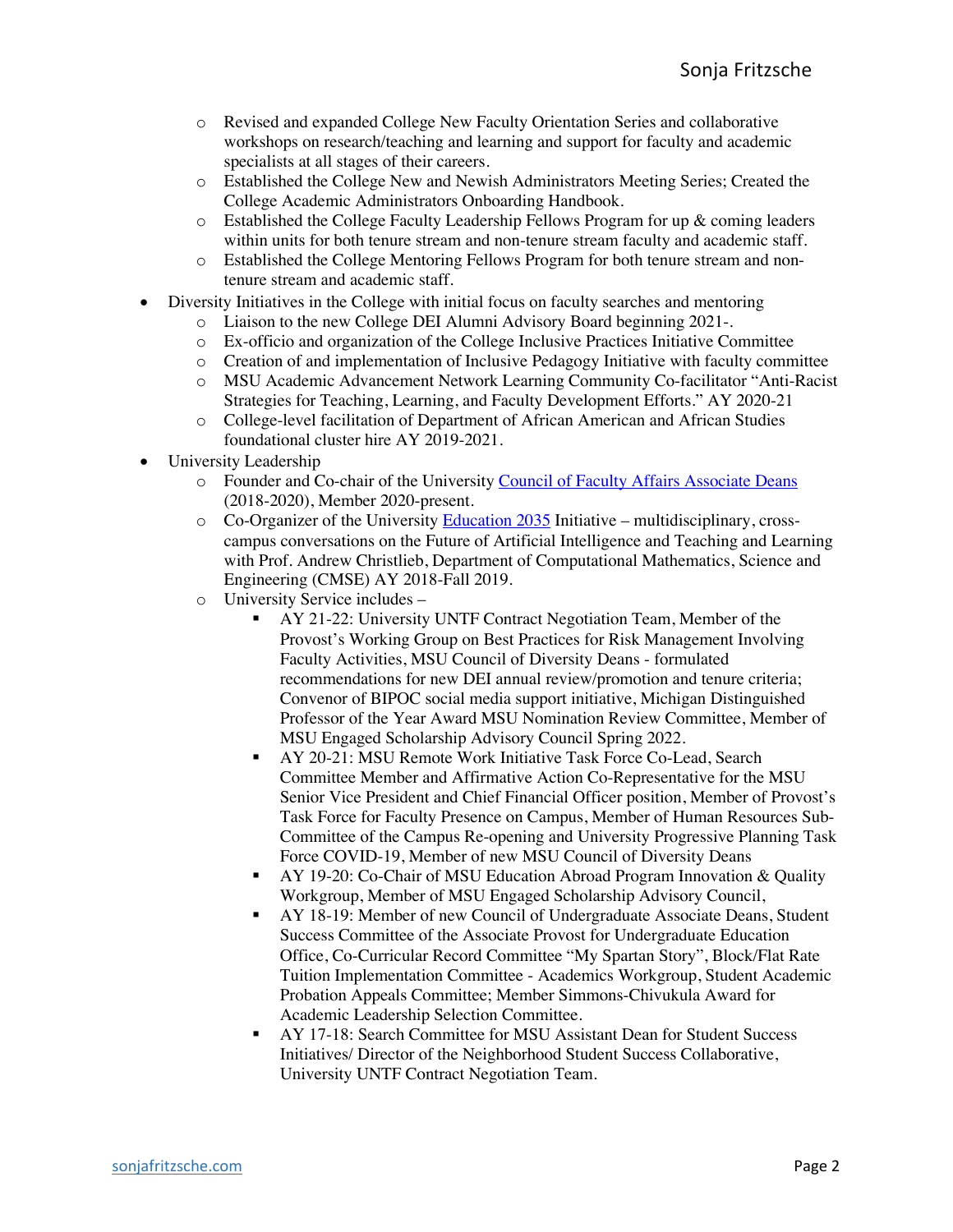- Revised and expanded College New Faculty Orientation Series and collaborative workshops on research/teaching and learning and support for faculty and academic specialists at all stages of their careers.
  - Established the College New and Newish Administrators Meeting Series; Created the College Academic Administrators Onboarding Handbook.
  - Established the College Faculty Leadership Fellows Program for up & coming leaders within units for both tenure stream and non-tenure stream faculty and academic staff.
  - Established the College Mentoring Fellows Program for both tenure stream and non-tenure stream and academic staff.
- Diversity Initiatives in the College with initial focus on faculty searches and mentoring
  - Liaison to the new College DEI Alumni Advisory Board beginning 2021-.
  - Ex-officio and organization of the College Inclusive Practices Initiative Committee
  - Creation of and implementation of Inclusive Pedagogy Initiative with faculty committee
  - MSU Academic Advancement Network Learning Community Co-facilitator "Anti-Racist Strategies for Teaching, Learning, and Faculty Development Efforts." AY 2020-21
  - College-level facilitation of Department of African American and African Studies foundational cluster hire AY 2019-2021.
- University Leadership
  - Founder and Co-chair of the University Council of Faculty Affairs Associate Deans (2018-2020), Member 2020-present.
  - Co-Organizer of the University Education 2035 Initiative – multidisciplinary, cross-campus conversations on the Future of Artificial Intelligence and Teaching and Learning with Prof. Andrew Christlieb, Department of Computational Mathematics, Science and Engineering (CMSE) AY 2018-Fall 2019.
  - University Service includes –
    - AY 21-22: University UNTF Contract Negotiation Team, Member of the Provost's Working Group on Best Practices for Risk Management Involving Faculty Activities, MSU Council of Diversity Deans - formulated recommendations for new DEI annual review/promotion and tenure criteria; Convenor of BIPOC social media support initiative, Michigan Distinguished Professor of the Year Award MSU Nomination Review Committee, Member of MSU Engaged Scholarship Advisory Council Spring 2022.
    - AY 20-21: MSU Remote Work Initiative Task Force Co-Lead, Search Committee Member and Affirmative Action Co-Representative for the MSU Senior Vice President and Chief Financial Officer position, Member of Provost's Task Force for Faculty Presence on Campus, Member of Human Resources Sub-Committee of the Campus Re-opening and University Progressive Planning Task Force COVID-19, Member of new MSU Council of Diversity Deans
    - AY 19-20: Co-Chair of MSU Education Abroad Program Innovation & Quality Workgroup, Member of MSU Engaged Scholarship Advisory Council,
    - AY 18-19: Member of new Council of Undergraduate Associate Deans, Student Success Committee of the Associate Provost for Undergraduate Education Office, Co-Curricular Record Committee "My Spartan Story", Block/Flat Rate Tuition Implementation Committee - Academics Workgroup, Student Academic Probation Appeals Committee; Member Simmons-Chivukula Award for Academic Leadership Selection Committee.
    - AY 17-18: Search Committee for MSU Assistant Dean for Student Success Initiatives/ Director of the Neighborhood Student Success Collaborative, University UNTF Contract Negotiation Team.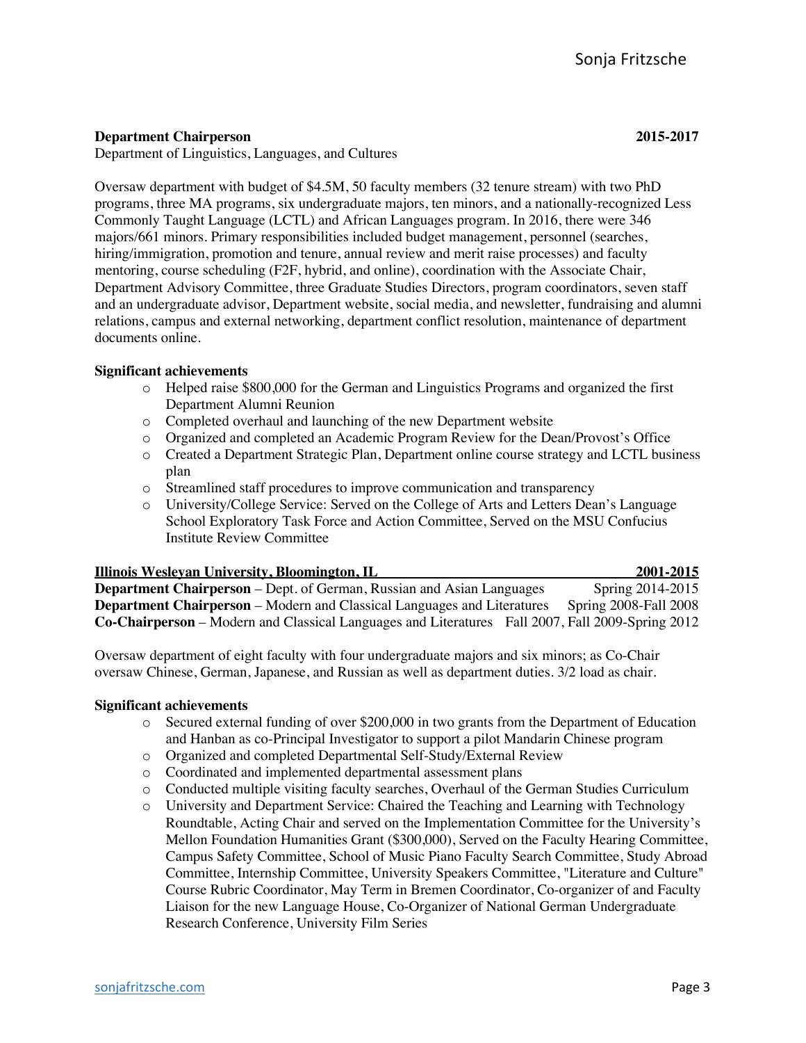**Department Chairperson** **2015-2017**

Department of Linguistics, Languages, and Cultures

Oversaw department with budget of $4.5M, 50 faculty members (32 tenure stream) with two PhD programs, three MA programs, six undergraduate majors, ten minors, and a nationally-recognized Less Commonly Taught Language (LCTL) and African Languages program. In 2016, there were 346 majors/661 minors. Primary responsibilities included budget management, personnel (searches, hiring/immigration, promotion and tenure, annual review and merit raise processes) and faculty mentoring, course scheduling (F2F, hybrid, and online), coordination with the Associate Chair, Department Advisory Committee, three Graduate Studies Directors, program coordinators, seven staff and an undergraduate advisor, Department website, social media, and newsletter, fundraising and alumni relations, campus and external networking, department conflict resolution, maintenance of department documents online.

**Significant achievements**

- Helped raise $800,000 for the German and Linguistics Programs and organized the first Department Alumni Reunion
- Completed overhaul and launching of the new Department website
- Organized and completed an Academic Program Review for the Dean/Provost's Office
- Created a Department Strategic Plan, Department online course strategy and LCTL business plan
- Streamlined staff procedures to improve communication and transparency
- University/College Service: Served on the College of Arts and Letters Dean's Language School Exploratory Task Force and Action Committee, Served on the MSU Confucius Institute Review Committee

**Illinois Wesleyan University, Bloomington, IL** **2001-2015**

**Department Chairperson** – Dept. of German, Russian and Asian Languages Spring 2014-2015
**Department Chairperson** – Modern and Classical Languages and Literatures Spring 2008-Fall 2008
**Co-Chairperson** – Modern and Classical Languages and Literatures Fall 2007, Fall 2009-Spring 2012

Oversaw department of eight faculty with four undergraduate majors and six minors; as Co-Chair oversaw Chinese, German, Japanese, and Russian as well as department duties. 3/2 load as chair.

**Significant achievements**

- Secured external funding of over $200,000 in two grants from the Department of Education and Hanban as co-Principal Investigator to support a pilot Mandarin Chinese program
- Organized and completed Departmental Self-Study/External Review
- Coordinated and implemented departmental assessment plans
- Conducted multiple visiting faculty searches, Overhaul of the German Studies Curriculum
- University and Department Service: Chaired the Teaching and Learning with Technology Roundtable, Acting Chair and served on the Implementation Committee for the University's Mellon Foundation Humanities Grant ($300,000), Served on the Faculty Hearing Committee, Campus Safety Committee, School of Music Piano Faculty Search Committee, Study Abroad Committee, Internship Committee, University Speakers Committee, "Literature and Culture" Course Rubric Coordinator, May Term in Bremen Coordinator, Co-organizer of and Faculty Liaison for the new Language House, Co-Organizer of National German Undergraduate Research Conference, University Film Series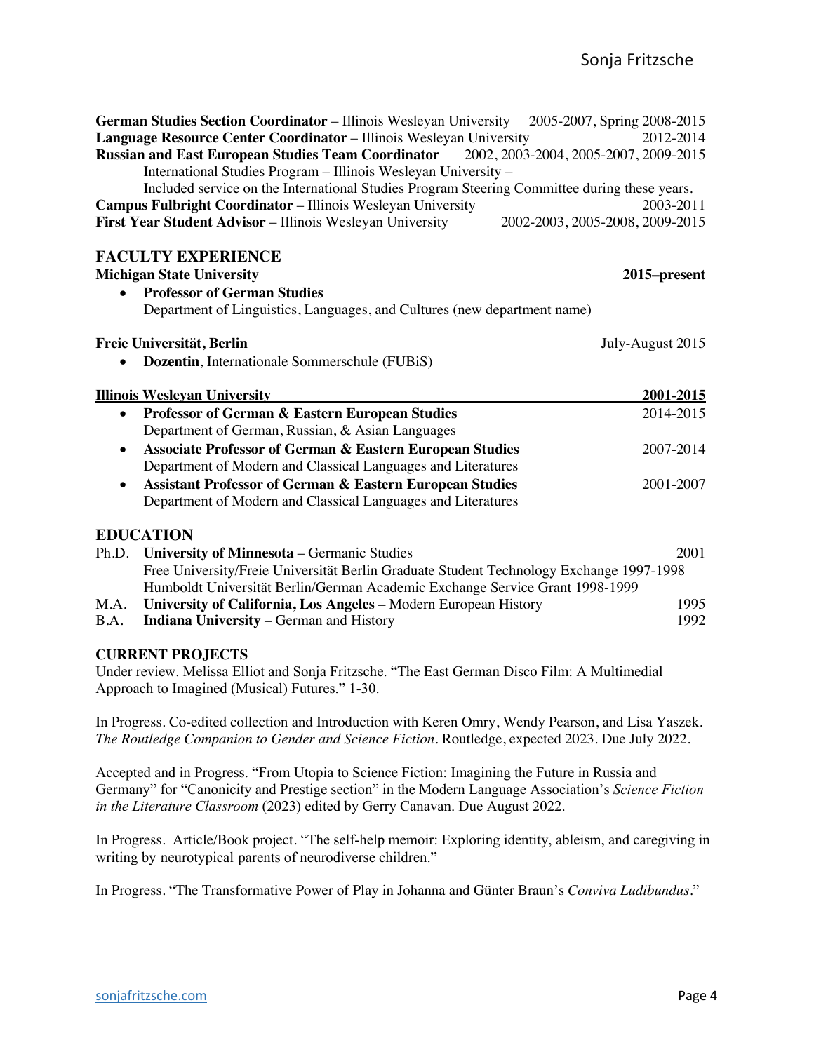**German Studies Section Coordinator** – Illinois Wesleyan University 2005-2007, Spring 2008-2015
**Language Resource Center Coordinator** – Illinois Wesleyan University 2012-2014
**Russian and East European Studies Team Coordinator** 2002, 2003-2004, 2005-2007, 2009-2015
International Studies Program – Illinois Wesleyan University –
Included service on the International Studies Program Steering Committee during these years.
**Campus Fulbright Coordinator** – Illinois Wesleyan University 2003-2011
**First Year Student Advisor** – Illinois Wesleyan University 2002-2003, 2005-2008, 2009-2015

## FACULTY EXPERIENCE

**Michigan State University** **2015–present**

- **Professor of German Studies**
  Department of Linguistics, Languages, and Cultures (new department name)

**Freie Universität, Berlin** July-August 2015

- **Dozentin**, Internationale Sommerschule (FUBiS)

**Illinois Wesleyan University** **2001-2015**

- **Professor of German & Eastern European Studies** 2014-2015
  Department of German, Russian, & Asian Languages
- **Associate Professor of German & Eastern European Studies** 2007-2014
  Department of Modern and Classical Languages and Literatures
- **Assistant Professor of German & Eastern European Studies** 2001-2007
  Department of Modern and Classical Languages and Literatures

## EDUCATION

Ph.D. **University of Minnesota** – Germanic Studies 2001
Free University/Freie Universität Berlin Graduate Student Technology Exchange 1997-1998
Humboldt Universität Berlin/German Academic Exchange Service Grant 1998-1999
M.A. **University of California, Los Angeles** – Modern European History 1995
B.A. **Indiana University** – German and History 1992

## CURRENT PROJECTS

Under review. Melissa Elliot and Sonja Fritzsche. "The East German Disco Film: A Multimedial Approach to Imagined (Musical) Futures." 1-30.

In Progress. Co-edited collection and Introduction with Keren Omry, Wendy Pearson, and Lisa Yaszek. *The Routledge Companion to Gender and Science Fiction*. Routledge, expected 2023. Due July 2022.

Accepted and in Progress. "From Utopia to Science Fiction: Imagining the Future in Russia and Germany" for "Canonicity and Prestige section" in the Modern Language Association's *Science Fiction in the Literature Classroom* (2023) edited by Gerry Canavan. Due August 2022.

In Progress. Article/Book project. "The self-help memoir: Exploring identity, ableism, and caregiving in writing by neurotypical parents of neurodiverse children."

In Progress. "The Transformative Power of Play in Johanna and Günter Braun's *Conviva Ludibundus*."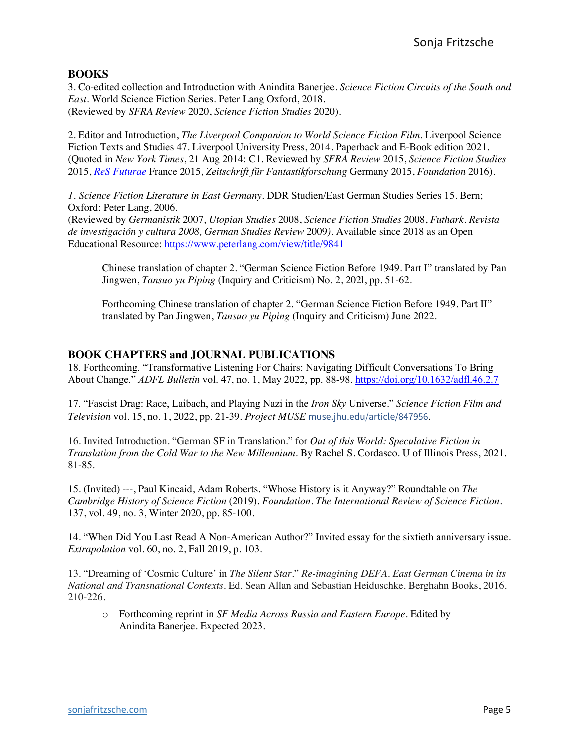## BOOKS

3. Co-edited collection and Introduction with Anindita Banerjee. *Science Fiction Circuits of the South and East*. World Science Fiction Series. Peter Lang Oxford, 2018.
(Reviewed by *SFRA Review* 2020, *Science Fiction Studies* 2020).

2. Editor and Introduction, *The Liverpool Companion to World Science Fiction Film*. Liverpool Science Fiction Texts and Studies 47. Liverpool University Press, 2014. Paperback and E-Book edition 2021.
(Quoted in *New York Times*, 21 Aug 2014: C1. Reviewed by *SFRA Review* 2015, *Science Fiction Studies* 2015, *ReS Futurae* France 2015, *Zeitschrift für Fantastikforschung* Germany 2015, *Foundation* 2016).

*1. Science Fiction Literature in East Germany*. DDR Studien/East German Studies Series 15. Bern; Oxford: Peter Lang, 2006.
(Reviewed by *Germanistik* 2007, *Utopian Studies* 2008, *Science Fiction Studies* 2008, *Futhark. Revista de investigación y cultura 2008, German Studies Review* 2009). Available since 2018 as an Open Educational Resource: https://www.peterlang.com/view/title/9841

> Chinese translation of chapter 2. "German Science Fiction Before 1949. Part I" translated by Pan Jingwen, *Tansuo yu Piping* (Inquiry and Criticism) No. 2, 202l, pp. 51-62.
>
> Forthcoming Chinese translation of chapter 2. "German Science Fiction Before 1949. Part II" translated by Pan Jingwen, *Tansuo yu Piping* (Inquiry and Criticism) June 2022.

## BOOK CHAPTERS and JOURNAL PUBLICATIONS

18. Forthcoming. "Transformative Listening For Chairs: Navigating Difficult Conversations To Bring About Change." *ADFL Bulletin* vol. 47, no. 1, May 2022, pp. 88-98. https://doi.org/10.1632/adfl.46.2.7

17. "Fascist Drag: Race, Laibach, and Playing Nazi in the *Iron Sky* Universe." *Science Fiction Film and Television* vol. 15, no. 1, 2022, pp. 21-39. *Project MUSE* muse.jhu.edu/article/847956.

16. Invited Introduction. "German SF in Translation." for *Out of this World: Speculative Fiction in Translation from the Cold War to the New Millennium*. By Rachel S. Cordasco. U of Illinois Press, 2021. 81-85.

15. (Invited) ---, Paul Kincaid, Adam Roberts. "Whose History is it Anyway?" Roundtable on *The Cambridge History of Science Fiction* (2019). *Foundation. The International Review of Science Fiction*. 137, vol. 49, no. 3, Winter 2020, pp. 85-100.

14. "When Did You Last Read A Non-American Author?" Invited essay for the sixtieth anniversary issue. *Extrapolation* vol. 60, no. 2, Fall 2019, p. 103.

13. "Dreaming of 'Cosmic Culture' in *The Silent Star*." *Re-imagining DEFA. East German Cinema in its National and Transnational Contexts*. Ed. Sean Allan and Sebastian Heiduschke. Berghahn Books, 2016. 210-226.

- Forthcoming reprint in *SF Media Across Russia and Eastern Europe*. Edited by Anindita Banerjee. Expected 2023.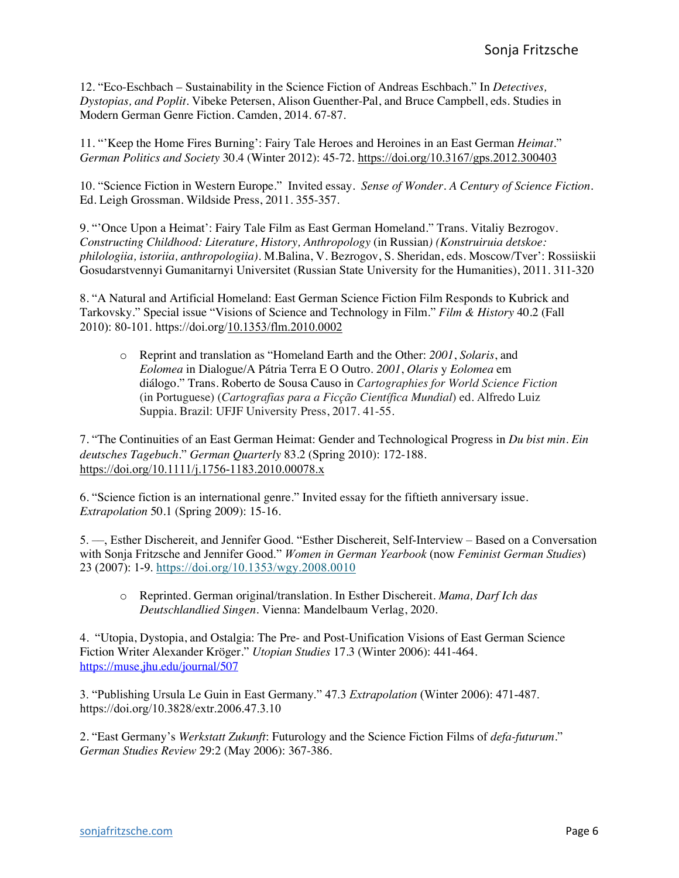12. "Eco-Eschbach – Sustainability in the Science Fiction of Andreas Eschbach." In *Detectives, Dystopias, and Poplit*. Vibeke Petersen, Alison Guenther-Pal, and Bruce Campbell, eds. Studies in Modern German Genre Fiction. Camden, 2014. 67-87.

11. "'Keep the Home Fires Burning': Fairy Tale Heroes and Heroines in an East German *Heimat*." *German Politics and Society* 30.4 (Winter 2012): 45-72. https://doi.org/10.3167/gps.2012.300403

10. "Science Fiction in Western Europe." Invited essay. *Sense of Wonder. A Century of Science Fiction*. Ed. Leigh Grossman. Wildside Press, 2011. 355-357.

9. "'Once Upon a Heimat': Fairy Tale Film as East German Homeland." Trans. Vitaliy Bezrogov. *Constructing Childhood: Literature, History, Anthropology* (in Russian*) (Konstruiruia detskoe: philologiia, istoriia, anthropologiia)*. M.Balina, V. Bezrogov, S. Sheridan, eds. Moscow/Tver': Rossiiskii Gosudarstvennyi Gumanitarnyi Universitet (Russian State University for the Humanities), 2011. 311-320

8. "A Natural and Artificial Homeland: East German Science Fiction Film Responds to Kubrick and Tarkovsky." Special issue "Visions of Science and Technology in Film." *Film & History* 40.2 (Fall 2010): 80-101. https://doi.org/10.1353/flm.2010.0002

- Reprint and translation as "Homeland Earth and the Other: *2001*, *Solaris*, and *Eolomea* in Dialogue/A Pátria Terra E O Outro. *2001*, *Olaris* y *Eolomea* em diálogo." Trans. Roberto de Sousa Causo in *Cartographies for World Science Fiction* (in Portuguese) (*Cartografias para a Ficção Científica Mundial*) ed. Alfredo Luiz Suppia. Brazil: UFJF University Press, 2017. 41-55.

7. "The Continuities of an East German Heimat: Gender and Technological Progress in *Du bist min. Ein deutsches Tagebuch*." *German Quarterly* 83.2 (Spring 2010): 172-188. https://doi.org/10.1111/j.1756-1183.2010.00078.x

6. "Science fiction is an international genre." Invited essay for the fiftieth anniversary issue. *Extrapolation* 50.1 (Spring 2009): 15-16.

5. —, Esther Dischereit, and Jennifer Good. "Esther Dischereit, Self-Interview – Based on a Conversation with Sonja Fritzsche and Jennifer Good." *Women in German Yearbook* (now *Feminist German Studies*) 23 (2007): 1-9. https://doi.org/10.1353/wgy.2008.0010

- Reprinted. German original/translation. In Esther Dischereit. *Mama, Darf Ich das Deutschlandlied Singen*. Vienna: Mandelbaum Verlag, 2020.

4. "Utopia, Dystopia, and Ostalgia: The Pre- and Post-Unification Visions of East German Science Fiction Writer Alexander Kröger." *Utopian Studies* 17.3 (Winter 2006): 441-464. https://muse.jhu.edu/journal/507

3. "Publishing Ursula Le Guin in East Germany." 47.3 *Extrapolation* (Winter 2006): 471-487. https://doi.org/10.3828/extr.2006.47.3.10

2. "East Germany's *Werkstatt Zukunft*: Futurology and the Science Fiction Films of *defa-futurum*." *German Studies Review* 29:2 (May 2006): 367-386.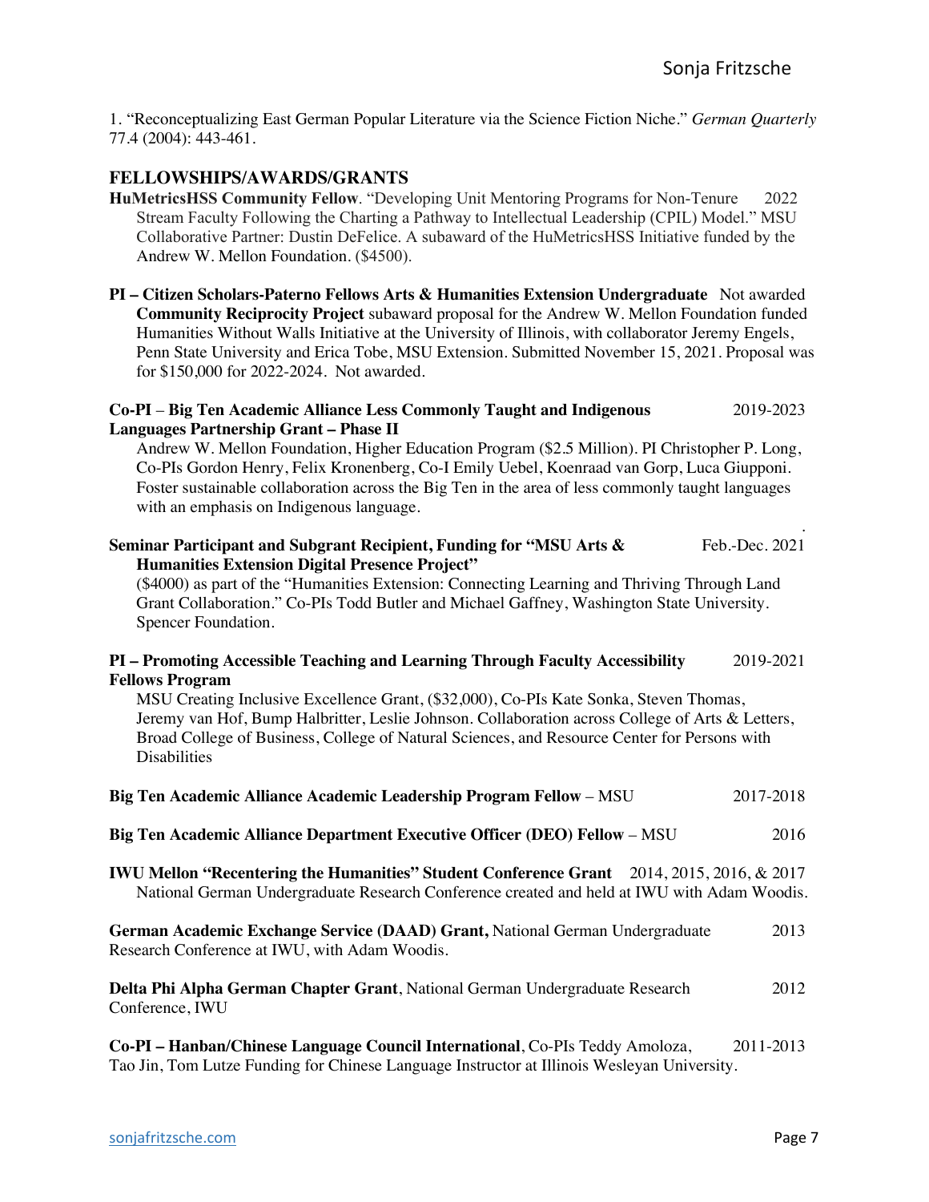1. "Reconceptualizing East German Popular Literature via the Science Fiction Niche." *German Quarterly* 77.4 (2004): 443-461.

## FELLOWSHIPS/AWARDS/GRANTS

**HuMetricsHSS Community Fellow**. "Developing Unit Mentoring Programs for Non-Tenure Stream Faculty Following the Charting a Pathway to Intellectual Leadership (CPIL) Model." MSU Collaborative Partner: Dustin DeFelice. A subaward of the HuMetricsHSS Initiative funded by the Andrew W. Mellon Foundation. ($4500). 2022

**PI – Citizen Scholars-Paterno Fellows Arts & Humanities Extension Undergraduate Community Reciprocity Project** subaward proposal for the Andrew W. Mellon Foundation funded Humanities Without Walls Initiative at the University of Illinois, with collaborator Jeremy Engels, Penn State University and Erica Tobe, MSU Extension. Submitted November 15, 2021. Proposal was for $150,000 for 2022-2024. Not awarded. Not awarded

**Co-PI** – **Big Ten Academic Alliance Less Commonly Taught and Indigenous Languages Partnership Grant – Phase II** 2019-2023
Andrew W. Mellon Foundation, Higher Education Program ($2.5 Million). PI Christopher P. Long, Co-PIs Gordon Henry, Felix Kronenberg, Co-I Emily Uebel, Koenraad van Gorp, Luca Giupponi. Foster sustainable collaboration across the Big Ten in the area of less commonly taught languages with an emphasis on Indigenous language.

**Seminar Participant and Subgrant Recipient, Funding for "MSU Arts & Humanities Extension Digital Presence Project"** Feb.-Dec. 2021
($4000) as part of the "Humanities Extension: Connecting Learning and Thriving Through Land Grant Collaboration." Co-PIs Todd Butler and Michael Gaffney, Washington State University. Spencer Foundation.

**PI – Promoting Accessible Teaching and Learning Through Faculty Accessibility Fellows Program** 2019-2021
MSU Creating Inclusive Excellence Grant, ($32,000), Co-PIs Kate Sonka, Steven Thomas, Jeremy van Hof, Bump Halbritter, Leslie Johnson. Collaboration across College of Arts & Letters, Broad College of Business, College of Natural Sciences, and Resource Center for Persons with Disabilities

**Big Ten Academic Alliance Academic Leadership Program Fellow** – MSU 2017-2018

**Big Ten Academic Alliance Department Executive Officer (DEO) Fellow** – MSU 2016

**IWU Mellon "Recentering the Humanities" Student Conference Grant** 2014, 2015, 2016, & 2017
National German Undergraduate Research Conference created and held at IWU with Adam Woodis.

**German Academic Exchange Service (DAAD) Grant,** National German Undergraduate Research Conference at IWU, with Adam Woodis. 2013

**Delta Phi Alpha German Chapter Grant**, National German Undergraduate Research Conference, IWU 2012

**Co-PI – Hanban/Chinese Language Council International**, Co-PIs Teddy Amoloza, Tao Jin, Tom Lutze Funding for Chinese Language Instructor at Illinois Wesleyan University. 2011-2013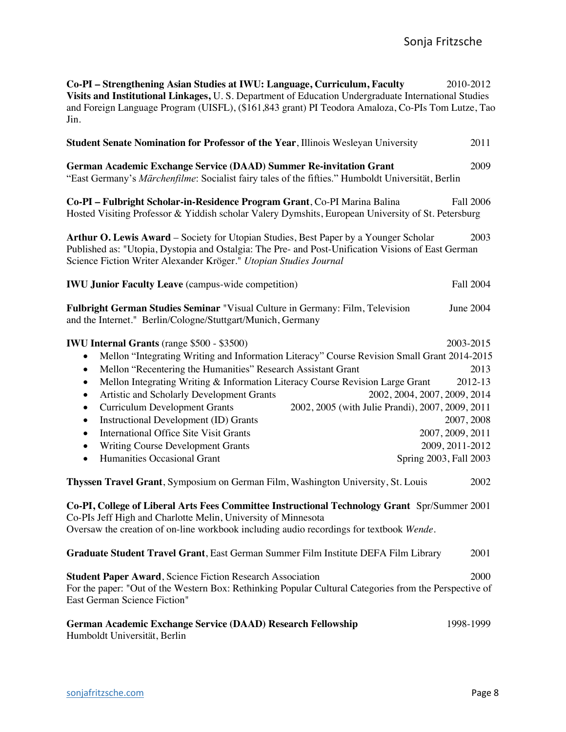**Co-PI – Strengthening Asian Studies at IWU: Language, Curriculum, Faculty Visits and Institutional Linkages,** U. S. Department of Education Undergraduate International Studies and Foreign Language Program (UISFL), ($161,843 grant) PI Teodora Amaloza, Co-PIs Tom Lutze, Tao Jin. 2010-2012

**Student Senate Nomination for Professor of the Year**, Illinois Wesleyan University 2011

**German Academic Exchange Service (DAAD) Summer Re-invitation Grant** 2009
"East Germany's *Märchenfilme*: Socialist fairy tales of the fifties." Humboldt Universität, Berlin

**Co-PI – Fulbright Scholar-in-Residence Program Grant**, Co-PI Marina Balina Fall 2006
Hosted Visiting Professor & Yiddish scholar Valery Dymshits, European University of St. Petersburg

**Arthur O. Lewis Award** – Society for Utopian Studies, Best Paper by a Younger Scholar 2003
Published as: "Utopia, Dystopia and Ostalgia: The Pre- and Post-Unification Visions of East German Science Fiction Writer Alexander Kröger." *Utopian Studies Journal*

**IWU Junior Faculty Leave** (campus-wide competition) Fall 2004

**Fulbright German Studies Seminar** "Visual Culture in Germany: Film, Television and the Internet." Berlin/Cologne/Stuttgart/Munich, Germany June 2004

**IWU Internal Grants** (range $500 - $3500) 2003-2015

- Mellon "Integrating Writing and Information Literacy" Course Revision Small Grant 2014-2015
- Mellon "Recentering the Humanities" Research Assistant Grant 2013
- Mellon Integrating Writing & Information Literacy Course Revision Large Grant 2012-13
- Artistic and Scholarly Development Grants 2002, 2004, 2007, 2009, 2014
- Curriculum Development Grants 2002, 2005 (with Julie Prandi), 2007, 2009, 2011
- Instructional Development (ID) Grants 2007, 2008
- International Office Site Visit Grants 2007, 2009, 2011
- Writing Course Development Grants 2009, 2011-2012
- Humanities Occasional Grant Spring 2003, Fall 2003

**Thyssen Travel Grant**, Symposium on German Film, Washington University, St. Louis 2002

**Co-PI, College of Liberal Arts Fees Committee Instructional Technology Grant** Spr/Summer 2001
Co-PIs Jeff High and Charlotte Melin, University of Minnesota
Oversaw the creation of on-line workbook including audio recordings for textbook *Wende*.

**Graduate Student Travel Grant**, East German Summer Film Institute DEFA Film Library 2001

**Student Paper Award**, Science Fiction Research Association 2000
For the paper: "Out of the Western Box: Rethinking Popular Cultural Categories from the Perspective of East German Science Fiction"

**German Academic Exchange Service (DAAD) Research Fellowship** 1998-1999
Humboldt Universität, Berlin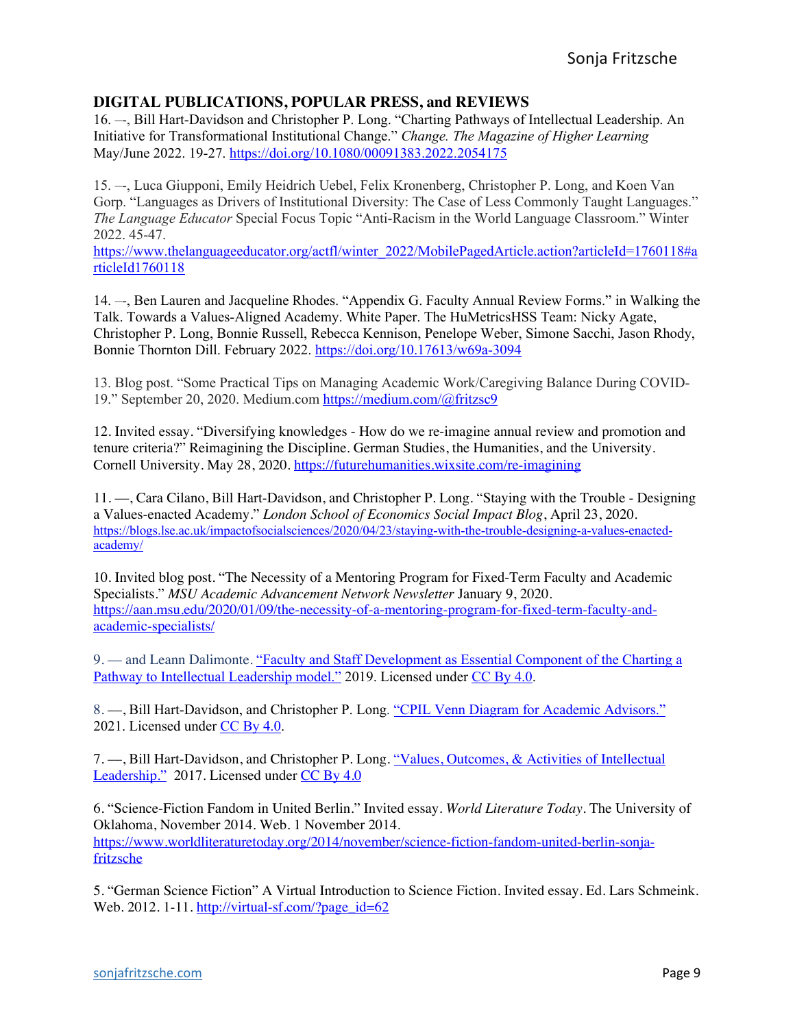## DIGITAL PUBLICATIONS, POPULAR PRESS, and REVIEWS

16. –-, Bill Hart-Davidson and Christopher P. Long. "Charting Pathways of Intellectual Leadership. An Initiative for Transformational Institutional Change." *Change. The Magazine of Higher Learning* May/June 2022. 19-27. https://doi.org/10.1080/00091383.2022.2054175

15. –-, Luca Giupponi, Emily Heidrich Uebel, Felix Kronenberg, Christopher P. Long, and Koen Van Gorp. "Languages as Drivers of Institutional Diversity: The Case of Less Commonly Taught Languages." *The Language Educator* Special Focus Topic "Anti-Racism in the World Language Classroom." Winter 2022. 45-47. https://www.thelanguageeducator.org/actfl/winter_2022/MobilePagedArticle.action?articleId=1760118#articleId1760118

14. –-, Ben Lauren and Jacqueline Rhodes. "Appendix G. Faculty Annual Review Forms." in Walking the Talk. Towards a Values-Aligned Academy. White Paper. The HuMetricsHSS Team: Nicky Agate, Christopher P. Long, Bonnie Russell, Rebecca Kennison, Penelope Weber, Simone Sacchi, Jason Rhody, Bonnie Thornton Dill. February 2022. https://doi.org/10.17613/w69a-3094

13. Blog post. "Some Practical Tips on Managing Academic Work/Caregiving Balance During COVID-19." September 20, 2020. Medium.com https://medium.com/@fritzsc9

12. Invited essay. "Diversifying knowledges - How do we re-imagine annual review and promotion and tenure criteria?" Reimagining the Discipline. German Studies, the Humanities, and the University. Cornell University. May 28, 2020. https://futurehumanities.wixsite.com/re-imagining

11. —, Cara Cilano, Bill Hart-Davidson, and Christopher P. Long. "Staying with the Trouble - Designing a Values-enacted Academy." *London School of Economics Social Impact Blog*, April 23, 2020. https://blogs.lse.ac.uk/impactofsocialsciences/2020/04/23/staying-with-the-trouble-designing-a-values-enacted-academy/

10. Invited blog post. "The Necessity of a Mentoring Program for Fixed-Term Faculty and Academic Specialists." *MSU Academic Advancement Network Newsletter* January 9, 2020. https://aan.msu.edu/2020/01/09/the-necessity-of-a-mentoring-program-for-fixed-term-faculty-and-academic-specialists/

9. — and Leann Dalimonte. "Faculty and Staff Development as Essential Component of the Charting a Pathway to Intellectual Leadership model." 2019. Licensed under CC By 4.0.

8. —, Bill Hart-Davidson, and Christopher P. Long. "CPIL Venn Diagram for Academic Advisors." 2021. Licensed under CC By 4.0.

7. —, Bill Hart-Davidson, and Christopher P. Long. "Values, Outcomes, & Activities of Intellectual Leadership." 2017. Licensed under CC By 4.0

6. "Science-Fiction Fandom in United Berlin." Invited essay. *World Literature Today*. The University of Oklahoma, November 2014. Web. 1 November 2014. https://www.worldliteraturetoday.org/2014/november/science-fiction-fandom-united-berlin-sonja-fritzsche

5. "German Science Fiction" A Virtual Introduction to Science Fiction. Invited essay. Ed. Lars Schmeink. Web. 2012. 1-11. http://virtual-sf.com/?page_id=62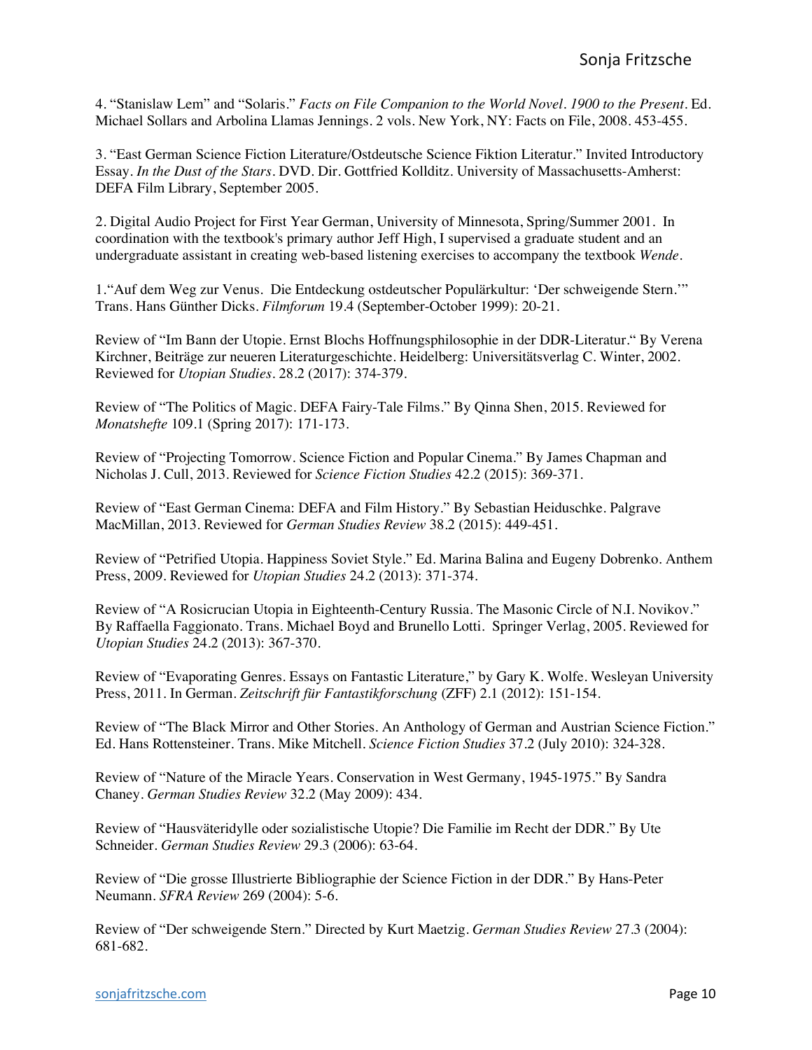4. “Stanislaw Lem” and “Solaris.” *Facts on File Companion to the World Novel. 1900 to the Present*. Ed. Michael Sollars and Arbolina Llamas Jennings. 2 vols. New York, NY: Facts on File, 2008. 453-455.

3. “East German Science Fiction Literature/Ostdeutsche Science Fiktion Literatur.” Invited Introductory Essay. *In the Dust of the Stars*. DVD. Dir. Gottfried Kollditz. University of Massachusetts-Amherst: DEFA Film Library, September 2005.

2. Digital Audio Project for First Year German, University of Minnesota, Spring/Summer 2001. In coordination with the textbook's primary author Jeff High, I supervised a graduate student and an undergraduate assistant in creating web-based listening exercises to accompany the textbook *Wende*.

1.“Auf dem Weg zur Venus. Die Entdeckung ostdeutscher Populärkultur: ‘Der schweigende Stern.’” Trans. Hans Günther Dicks. *Filmforum* 19.4 (September-October 1999): 20-21.

Review of “Im Bann der Utopie. Ernst Blochs Hoffnungsphilosophie in der DDR-Literatur.“ By Verena Kirchner, Beiträge zur neueren Literaturgeschichte. Heidelberg: Universitätsverlag C. Winter, 2002. Reviewed for *Utopian Studies*. 28.2 (2017): 374-379.

Review of “The Politics of Magic. DEFA Fairy-Tale Films.” By Qinna Shen, 2015. Reviewed for *Monatshefte* 109.1 (Spring 2017): 171-173.

Review of “Projecting Tomorrow. Science Fiction and Popular Cinema.” By James Chapman and Nicholas J. Cull, 2013. Reviewed for *Science Fiction Studies* 42.2 (2015): 369-371.

Review of “East German Cinema: DEFA and Film History.” By Sebastian Heiduschke. Palgrave MacMillan, 2013. Reviewed for *German Studies Review* 38.2 (2015): 449-451.

Review of “Petrified Utopia. Happiness Soviet Style.” Ed. Marina Balina and Eugeny Dobrenko. Anthem Press, 2009. Reviewed for *Utopian Studies* 24.2 (2013): 371-374.

Review of “A Rosicrucian Utopia in Eighteenth-Century Russia. The Masonic Circle of N.I. Novikov.” By Raffaella Faggionato. Trans. Michael Boyd and Brunello Lotti. Springer Verlag, 2005. Reviewed for *Utopian Studies* 24.2 (2013): 367-370.

Review of “Evaporating Genres. Essays on Fantastic Literature,” by Gary K. Wolfe. Wesleyan University Press, 2011. In German. *Zeitschrift für Fantastikforschung* (ZFF) 2.1 (2012): 151-154.

Review of “The Black Mirror and Other Stories. An Anthology of German and Austrian Science Fiction.” Ed. Hans Rottensteiner. Trans. Mike Mitchell. *Science Fiction Studies* 37.2 (July 2010): 324-328.

Review of “Nature of the Miracle Years. Conservation in West Germany, 1945-1975.” By Sandra Chaney. *German Studies Review* 32.2 (May 2009): 434.

Review of “Hausväteridylle oder sozialistische Utopie? Die Familie im Recht der DDR.” By Ute Schneider. *German Studies Review* 29.3 (2006): 63-64.

Review of “Die grosse Illustrierte Bibliographie der Science Fiction in der DDR.” By Hans-Peter Neumann. *SFRA Review* 269 (2004): 5-6.

Review of “Der schweigende Stern.” Directed by Kurt Maetzig. *German Studies Review* 27.3 (2004): 681-682.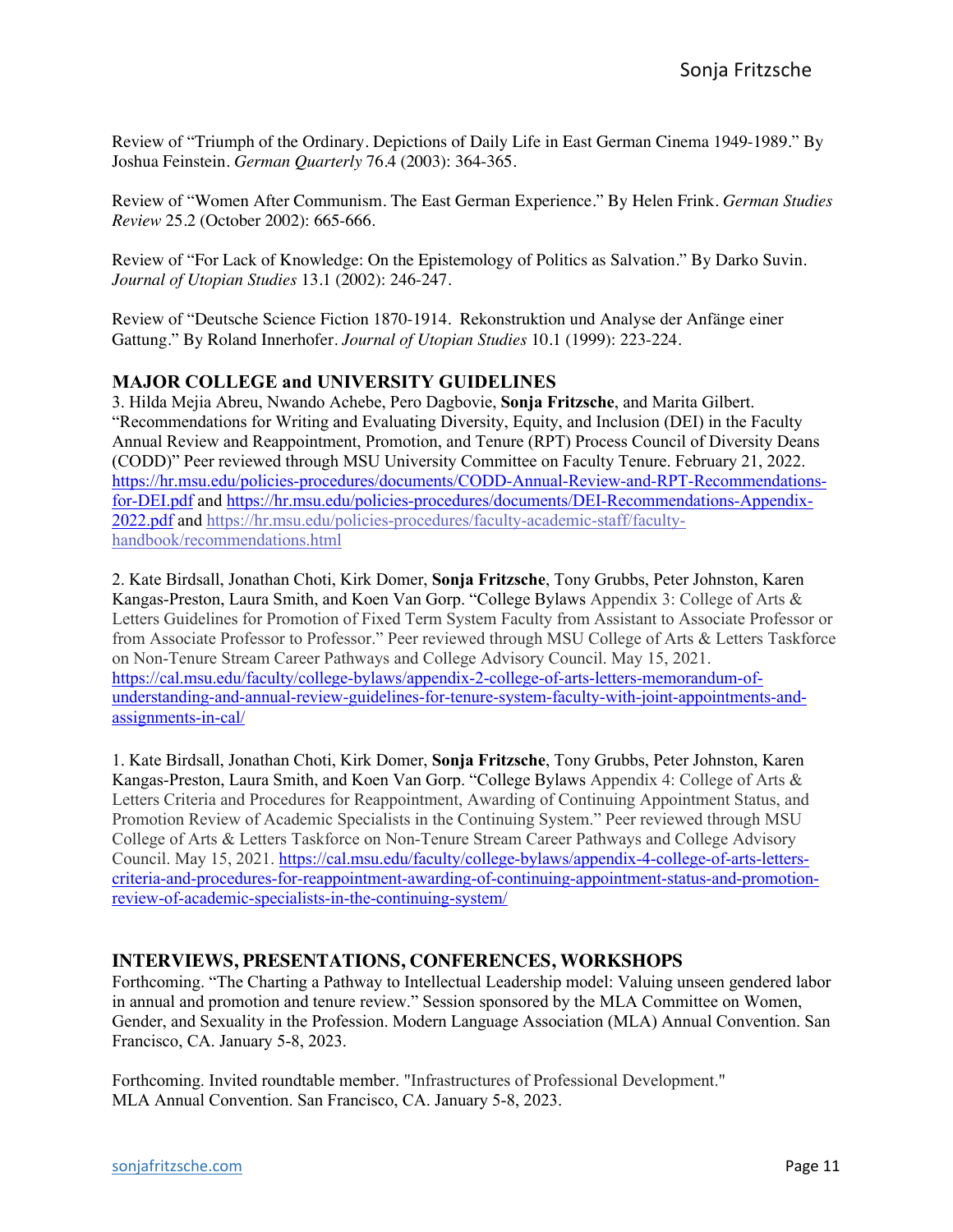Review of "Triumph of the Ordinary. Depictions of Daily Life in East German Cinema 1949-1989." By Joshua Feinstein. *German Quarterly* 76.4 (2003): 364-365.

Review of "Women After Communism. The East German Experience." By Helen Frink. *German Studies Review* 25.2 (October 2002): 665-666.

Review of "For Lack of Knowledge: On the Epistemology of Politics as Salvation." By Darko Suvin. *Journal of Utopian Studies* 13.1 (2002): 246-247.

Review of "Deutsche Science Fiction 1870-1914. Rekonstruktion und Analyse der Anfänge einer Gattung." By Roland Innerhofer. *Journal of Utopian Studies* 10.1 (1999): 223-224.

## MAJOR COLLEGE and UNIVERSITY GUIDELINES

3. Hilda Mejia Abreu, Nwando Achebe, Pero Dagbovie, **Sonja Fritzsche**, and Marita Gilbert. "Recommendations for Writing and Evaluating Diversity, Equity, and Inclusion (DEI) in the Faculty Annual Review and Reappointment, Promotion, and Tenure (RPT) Process Council of Diversity Deans (CODD)" Peer reviewed through MSU University Committee on Faculty Tenure. February 21, 2022. https://hr.msu.edu/policies-procedures/documents/CODD-Annual-Review-and-RPT-Recommendations-for-DEI.pdf and https://hr.msu.edu/policies-procedures/documents/DEI-Recommendations-Appendix-2022.pdf and https://hr.msu.edu/policies-procedures/faculty-academic-staff/faculty-handbook/recommendations.html

2. Kate Birdsall, Jonathan Choti, Kirk Domer, **Sonja Fritzsche**, Tony Grubbs, Peter Johnston, Karen Kangas-Preston, Laura Smith, and Koen Van Gorp. "College Bylaws Appendix 3: College of Arts & Letters Guidelines for Promotion of Fixed Term System Faculty from Assistant to Associate Professor or from Associate Professor to Professor." Peer reviewed through MSU College of Arts & Letters Taskforce on Non-Tenure Stream Career Pathways and College Advisory Council. May 15, 2021. https://cal.msu.edu/faculty/college-bylaws/appendix-2-college-of-arts-letters-memorandum-of-understanding-and-annual-review-guidelines-for-tenure-system-faculty-with-joint-appointments-and-assignments-in-cal/

1. Kate Birdsall, Jonathan Choti, Kirk Domer, **Sonja Fritzsche**, Tony Grubbs, Peter Johnston, Karen Kangas-Preston, Laura Smith, and Koen Van Gorp. "College Bylaws Appendix 4: College of Arts & Letters Criteria and Procedures for Reappointment, Awarding of Continuing Appointment Status, and Promotion Review of Academic Specialists in the Continuing System." Peer reviewed through MSU College of Arts & Letters Taskforce on Non-Tenure Stream Career Pathways and College Advisory Council. May 15, 2021. https://cal.msu.edu/faculty/college-bylaws/appendix-4-college-of-arts-letters-criteria-and-procedures-for-reappointment-awarding-of-continuing-appointment-status-and-promotion-review-of-academic-specialists-in-the-continuing-system/

## INTERVIEWS, PRESENTATIONS, CONFERENCES, WORKSHOPS

Forthcoming. "The Charting a Pathway to Intellectual Leadership model: Valuing unseen gendered labor in annual and promotion and tenure review." Session sponsored by the MLA Committee on Women, Gender, and Sexuality in the Profession. Modern Language Association (MLA) Annual Convention. San Francisco, CA. January 5-8, 2023.

Forthcoming. Invited roundtable member. "Infrastructures of Professional Development." MLA Annual Convention. San Francisco, CA. January 5-8, 2023.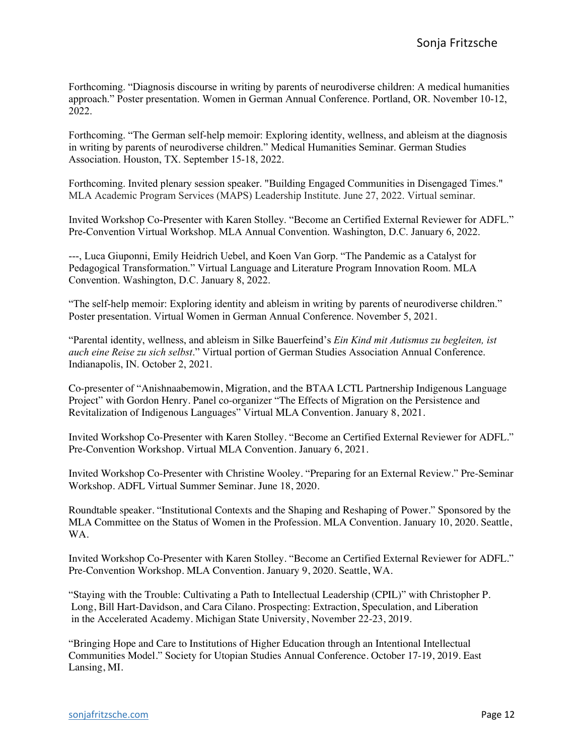Forthcoming. "Diagnosis discourse in writing by parents of neurodiverse children: A medical humanities approach." Poster presentation. Women in German Annual Conference. Portland, OR. November 10-12, 2022.

Forthcoming. "The German self-help memoir: Exploring identity, wellness, and ableism at the diagnosis in writing by parents of neurodiverse children." Medical Humanities Seminar. German Studies Association. Houston, TX. September 15-18, 2022.

Forthcoming. Invited plenary session speaker. "Building Engaged Communities in Disengaged Times." MLA Academic Program Services (MAPS) Leadership Institute. June 27, 2022. Virtual seminar.

Invited Workshop Co-Presenter with Karen Stolley. "Become an Certified External Reviewer for ADFL." Pre-Convention Virtual Workshop. MLA Annual Convention. Washington, D.C. January 6, 2022.

---, Luca Giuponni, Emily Heidrich Uebel, and Koen Van Gorp. "The Pandemic as a Catalyst for Pedagogical Transformation." Virtual Language and Literature Program Innovation Room. MLA Convention. Washington, D.C. January 8, 2022.

"The self-help memoir: Exploring identity and ableism in writing by parents of neurodiverse children." Poster presentation. Virtual Women in German Annual Conference. November 5, 2021.

"Parental identity, wellness, and ableism in Silke Bauerfeind's *Ein Kind mit Autismus zu begleiten, ist auch eine Reise zu sich selbst*." Virtual portion of German Studies Association Annual Conference. Indianapolis, IN. October 2, 2021.

Co-presenter of "Anishnaabemowin, Migration, and the BTAA LCTL Partnership Indigenous Language Project" with Gordon Henry. Panel co-organizer "The Effects of Migration on the Persistence and Revitalization of Indigenous Languages" Virtual MLA Convention. January 8, 2021.

Invited Workshop Co-Presenter with Karen Stolley. "Become an Certified External Reviewer for ADFL." Pre-Convention Workshop. Virtual MLA Convention. January 6, 2021.

Invited Workshop Co-Presenter with Christine Wooley. "Preparing for an External Review." Pre-Seminar Workshop. ADFL Virtual Summer Seminar. June 18, 2020.

Roundtable speaker. "Institutional Contexts and the Shaping and Reshaping of Power." Sponsored by the MLA Committee on the Status of Women in the Profession. MLA Convention. January 10, 2020. Seattle, WA.

Invited Workshop Co-Presenter with Karen Stolley. "Become an Certified External Reviewer for ADFL." Pre-Convention Workshop. MLA Convention. January 9, 2020. Seattle, WA.

"Staying with the Trouble: Cultivating a Path to Intellectual Leadership (CPIL)" with Christopher P. Long, Bill Hart-Davidson, and Cara Cilano. Prospecting: Extraction, Speculation, and Liberation in the Accelerated Academy. Michigan State University, November 22-23, 2019.

"Bringing Hope and Care to Institutions of Higher Education through an Intentional Intellectual Communities Model." Society for Utopian Studies Annual Conference. October 17-19, 2019. East Lansing, MI.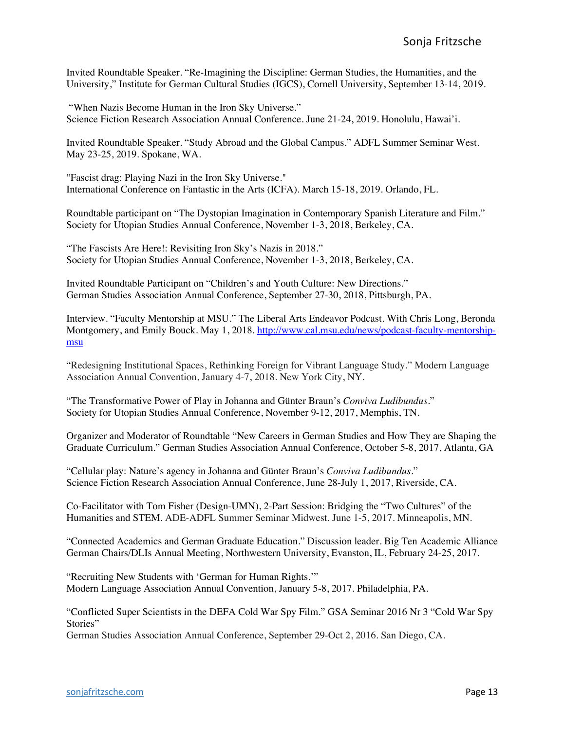Invited Roundtable Speaker. “Re-Imagining the Discipline: German Studies, the Humanities, and the University,” Institute for German Cultural Studies (IGCS), Cornell University, September 13-14, 2019.

“When Nazis Become Human in the Iron Sky Universe.”
Science Fiction Research Association Annual Conference. June 21-24, 2019. Honolulu, Hawai’i.

Invited Roundtable Speaker. “Study Abroad and the Global Campus.” ADFL Summer Seminar West. May 23-25, 2019. Spokane, WA.

"Fascist drag: Playing Nazi in the Iron Sky Universe."
International Conference on Fantastic in the Arts (ICFA). March 15-18, 2019. Orlando, FL.

Roundtable participant on “The Dystopian Imagination in Contemporary Spanish Literature and Film.” Society for Utopian Studies Annual Conference, November 1-3, 2018, Berkeley, CA.

“The Fascists Are Here!: Revisiting Iron Sky’s Nazis in 2018.”
Society for Utopian Studies Annual Conference, November 1-3, 2018, Berkeley, CA.

Invited Roundtable Participant on “Children’s and Youth Culture: New Directions.”
German Studies Association Annual Conference, September 27-30, 2018, Pittsburgh, PA.

Interview. “Faculty Mentorship at MSU.” The Liberal Arts Endeavor Podcast. With Chris Long, Beronda Montgomery, and Emily Bouck. May 1, 2018. [http://www.cal.msu.edu/news/podcast-faculty-mentorship-msu](http://www.cal.msu.edu/news/podcast-faculty-mentorship-msu)

“Redesigning Institutional Spaces, Rethinking Foreign for Vibrant Language Study.” Modern Language Association Annual Convention, January 4-7, 2018. New York City, NY.

“The Transformative Power of Play in Johanna and Günter Braun’s *Conviva Ludibundus*.”
Society for Utopian Studies Annual Conference, November 9-12, 2017, Memphis, TN.

Organizer and Moderator of Roundtable “New Careers in German Studies and How They are Shaping the Graduate Curriculum.” German Studies Association Annual Conference, October 5-8, 2017, Atlanta, GA

“Cellular play: Nature’s agency in Johanna and Günter Braun’s *Conviva Ludibundus*.”
Science Fiction Research Association Annual Conference, June 28-July 1, 2017, Riverside, CA.

Co-Facilitator with Tom Fisher (Design-UMN), 2-Part Session: Bridging the “Two Cultures” of the Humanities and STEM. ADE-ADFL Summer Seminar Midwest. June 1-5, 2017. Minneapolis, MN.

“Connected Academics and German Graduate Education.” Discussion leader. Big Ten Academic Alliance German Chairs/DLIs Annual Meeting, Northwestern University, Evanston, IL, February 24-25, 2017.

“Recruiting New Students with ‘German for Human Rights.’”
Modern Language Association Annual Convention, January 5-8, 2017. Philadelphia, PA.

“Conflicted Super Scientists in the DEFA Cold War Spy Film.” GSA Seminar 2016 Nr 3 “Cold War Spy Stories”
German Studies Association Annual Conference, September 29-Oct 2, 2016. San Diego, CA.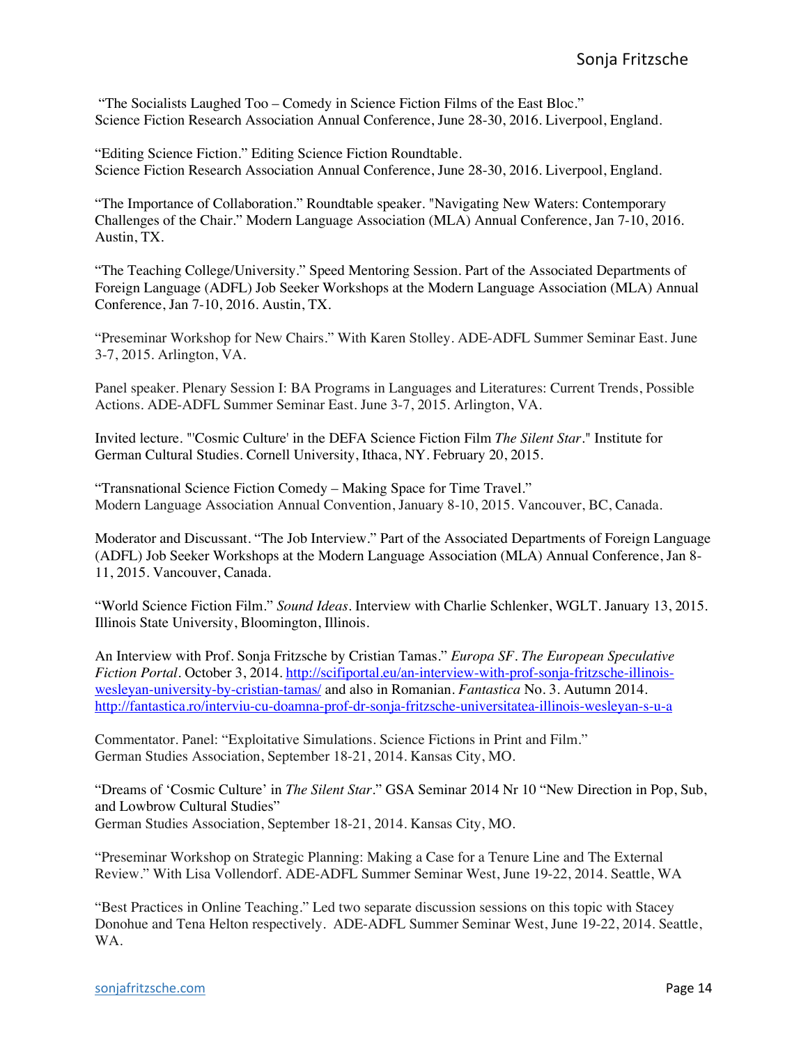"The Socialists Laughed Too – Comedy in Science Fiction Films of the East Bloc."
Science Fiction Research Association Annual Conference, June 28-30, 2016. Liverpool, England.

"Editing Science Fiction." Editing Science Fiction Roundtable.
Science Fiction Research Association Annual Conference, June 28-30, 2016. Liverpool, England.

"The Importance of Collaboration." Roundtable speaker. "Navigating New Waters: Contemporary Challenges of the Chair." Modern Language Association (MLA) Annual Conference, Jan 7-10, 2016. Austin, TX.

"The Teaching College/University." Speed Mentoring Session. Part of the Associated Departments of Foreign Language (ADFL) Job Seeker Workshops at the Modern Language Association (MLA) Annual Conference, Jan 7-10, 2016. Austin, TX.

"Preseminar Workshop for New Chairs." With Karen Stolley. ADE-ADFL Summer Seminar East. June 3-7, 2015. Arlington, VA.

Panel speaker. Plenary Session I: BA Programs in Languages and Literatures: Current Trends, Possible Actions. ADE-ADFL Summer Seminar East. June 3-7, 2015. Arlington, VA.

Invited lecture. "'Cosmic Culture' in the DEFA Science Fiction Film *The Silent Star*." Institute for German Cultural Studies. Cornell University, Ithaca, NY. February 20, 2015.

"Transnational Science Fiction Comedy – Making Space for Time Travel."
Modern Language Association Annual Convention, January 8-10, 2015. Vancouver, BC, Canada.

Moderator and Discussant. "The Job Interview." Part of the Associated Departments of Foreign Language (ADFL) Job Seeker Workshops at the Modern Language Association (MLA) Annual Conference, Jan 8-11, 2015. Vancouver, Canada.

"World Science Fiction Film." *Sound Ideas*. Interview with Charlie Schlenker, WGLT. January 13, 2015. Illinois State University, Bloomington, Illinois.

An Interview with Prof. Sonja Fritzsche by Cristian Tamas." *Europa SF*. *The European Speculative Fiction Portal*. October 3, 2014. http://scifiportal.eu/an-interview-with-prof-sonja-fritzsche-illinois-wesleyan-university-by-cristian-tamas/ and also in Romanian. *Fantastica* No. 3. Autumn 2014. http://fantastica.ro/interviu-cu-doamna-prof-dr-sonja-fritzsche-universitatea-illinois-wesleyan-s-u-a

Commentator. Panel: "Exploitative Simulations. Science Fictions in Print and Film."
German Studies Association, September 18-21, 2014. Kansas City, MO.

"Dreams of 'Cosmic Culture' in *The Silent Star*." GSA Seminar 2014 Nr 10 "New Direction in Pop, Sub, and Lowbrow Cultural Studies"
German Studies Association, September 18-21, 2014. Kansas City, MO.

"Preseminar Workshop on Strategic Planning: Making a Case for a Tenure Line and The External Review." With Lisa Vollendorf. ADE-ADFL Summer Seminar West, June 19-22, 2014. Seattle, WA

"Best Practices in Online Teaching." Led two separate discussion sessions on this topic with Stacey Donohue and Tena Helton respectively. ADE-ADFL Summer Seminar West, June 19-22, 2014. Seattle, WA.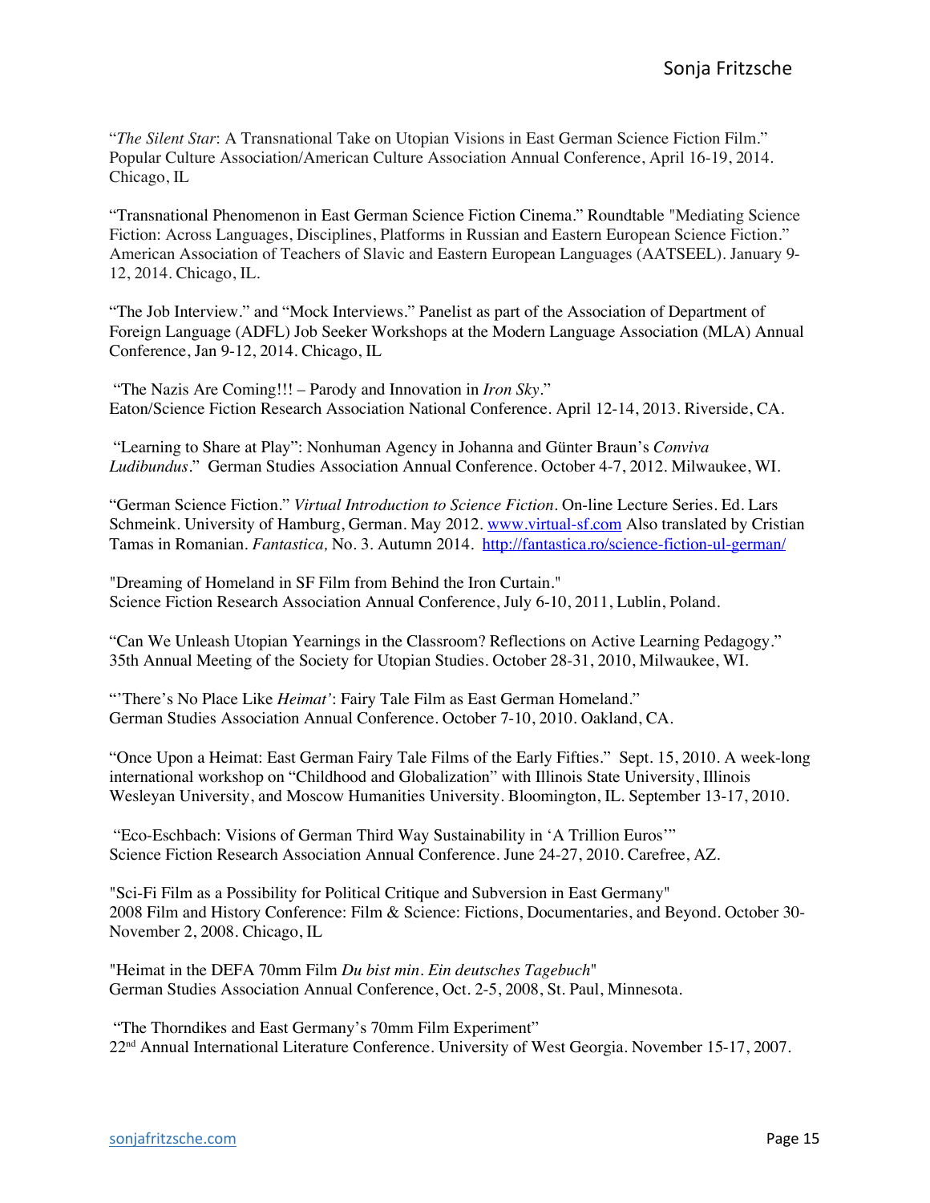"*The Silent Star*: A Transnational Take on Utopian Visions in East German Science Fiction Film." Popular Culture Association/American Culture Association Annual Conference, April 16-19, 2014. Chicago, IL

"Transnational Phenomenon in East German Science Fiction Cinema." Roundtable "Mediating Science Fiction: Across Languages, Disciplines, Platforms in Russian and Eastern European Science Fiction." American Association of Teachers of Slavic and Eastern European Languages (AATSEEL). January 9-12, 2014. Chicago, IL.

"The Job Interview." and "Mock Interviews." Panelist as part of the Association of Department of Foreign Language (ADFL) Job Seeker Workshops at the Modern Language Association (MLA) Annual Conference, Jan 9-12, 2014. Chicago, IL

"The Nazis Are Coming!!! – Parody and Innovation in *Iron Sky*."
Eaton/Science Fiction Research Association National Conference. April 12-14, 2013. Riverside, CA.

"Learning to Share at Play": Nonhuman Agency in Johanna and Günter Braun's *Conviva Ludibundus*." German Studies Association Annual Conference. October 4-7, 2012. Milwaukee, WI.

"German Science Fiction." *Virtual Introduction to Science Fiction*. On-line Lecture Series. Ed. Lars Schmeink. University of Hamburg, German. May 2012. www.virtual-sf.com Also translated by Cristian Tamas in Romanian. *Fantastica,* No. 3. Autumn 2014. http://fantastica.ro/science-fiction-ul-german/

"Dreaming of Homeland in SF Film from Behind the Iron Curtain."
Science Fiction Research Association Annual Conference, July 6-10, 2011, Lublin, Poland.

"Can We Unleash Utopian Yearnings in the Classroom? Reflections on Active Learning Pedagogy." 35th Annual Meeting of the Society for Utopian Studies. October 28-31, 2010, Milwaukee, WI.

"'There's No Place Like *Heimat'*: Fairy Tale Film as East German Homeland."
German Studies Association Annual Conference. October 7-10, 2010. Oakland, CA.

"Once Upon a Heimat: East German Fairy Tale Films of the Early Fifties." Sept. 15, 2010. A week-long international workshop on "Childhood and Globalization" with Illinois State University, Illinois Wesleyan University, and Moscow Humanities University. Bloomington, IL. September 13-17, 2010.

"Eco-Eschbach: Visions of German Third Way Sustainability in 'A Trillion Euros'"
Science Fiction Research Association Annual Conference. June 24-27, 2010. Carefree, AZ.

"Sci-Fi Film as a Possibility for Political Critique and Subversion in East Germany"
2008 Film and History Conference: Film & Science: Fictions, Documentaries, and Beyond. October 30-November 2, 2008. Chicago, IL

"Heimat in the DEFA 70mm Film *Du bist min. Ein deutsches Tagebuch*"
German Studies Association Annual Conference, Oct. 2-5, 2008, St. Paul, Minnesota.

"The Thorndikes and East Germany's 70mm Film Experiment"
22nd Annual International Literature Conference. University of West Georgia. November 15-17, 2007.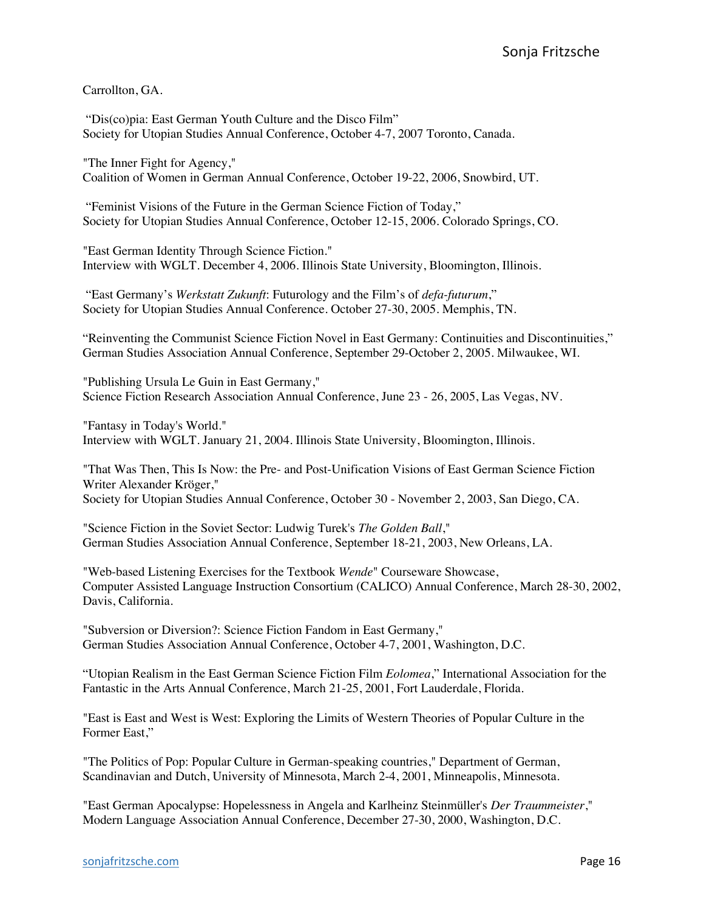Carrollton, GA.

"Dis(co)pia: East German Youth Culture and the Disco Film"
Society for Utopian Studies Annual Conference, October 4-7, 2007 Toronto, Canada.

"The Inner Fight for Agency,"
Coalition of Women in German Annual Conference, October 19-22, 2006, Snowbird, UT.

"Feminist Visions of the Future in the German Science Fiction of Today,"
Society for Utopian Studies Annual Conference, October 12-15, 2006. Colorado Springs, CO.

"East German Identity Through Science Fiction."
Interview with WGLT. December 4, 2006. Illinois State University, Bloomington, Illinois.

"East Germany's *Werkstatt Zukunft*: Futurology and the Film's of *defa-futurum*,"
Society for Utopian Studies Annual Conference. October 27-30, 2005. Memphis, TN.

"Reinventing the Communist Science Fiction Novel in East Germany: Continuities and Discontinuities,"
German Studies Association Annual Conference, September 29-October 2, 2005. Milwaukee, WI.

"Publishing Ursula Le Guin in East Germany,"
Science Fiction Research Association Annual Conference, June 23 - 26, 2005, Las Vegas, NV.

"Fantasy in Today's World."
Interview with WGLT. January 21, 2004. Illinois State University, Bloomington, Illinois.

"That Was Then, This Is Now: the Pre- and Post-Unification Visions of East German Science Fiction Writer Alexander Kröger,"
Society for Utopian Studies Annual Conference, October 30 - November 2, 2003, San Diego, CA.

"Science Fiction in the Soviet Sector: Ludwig Turek's *The Golden Ball*,"
German Studies Association Annual Conference, September 18-21, 2003, New Orleans, LA.

"Web-based Listening Exercises for the Textbook *Wende*" Courseware Showcase,
Computer Assisted Language Instruction Consortium (CALICO) Annual Conference, March 28-30, 2002, Davis, California.

"Subversion or Diversion?: Science Fiction Fandom in East Germany,"
German Studies Association Annual Conference, October 4-7, 2001, Washington, D.C.

"Utopian Realism in the East German Science Fiction Film *Eolomea*," International Association for the Fantastic in the Arts Annual Conference, March 21-25, 2001, Fort Lauderdale, Florida.

"East is East and West is West: Exploring the Limits of Western Theories of Popular Culture in the Former East,"

"The Politics of Pop: Popular Culture in German-speaking countries," Department of German, Scandinavian and Dutch, University of Minnesota, March 2-4, 2001, Minneapolis, Minnesota.

"East German Apocalypse: Hopelessness in Angela and Karlheinz Steinmüller's *Der Traummeister*,"
Modern Language Association Annual Conference, December 27-30, 2000, Washington, D.C.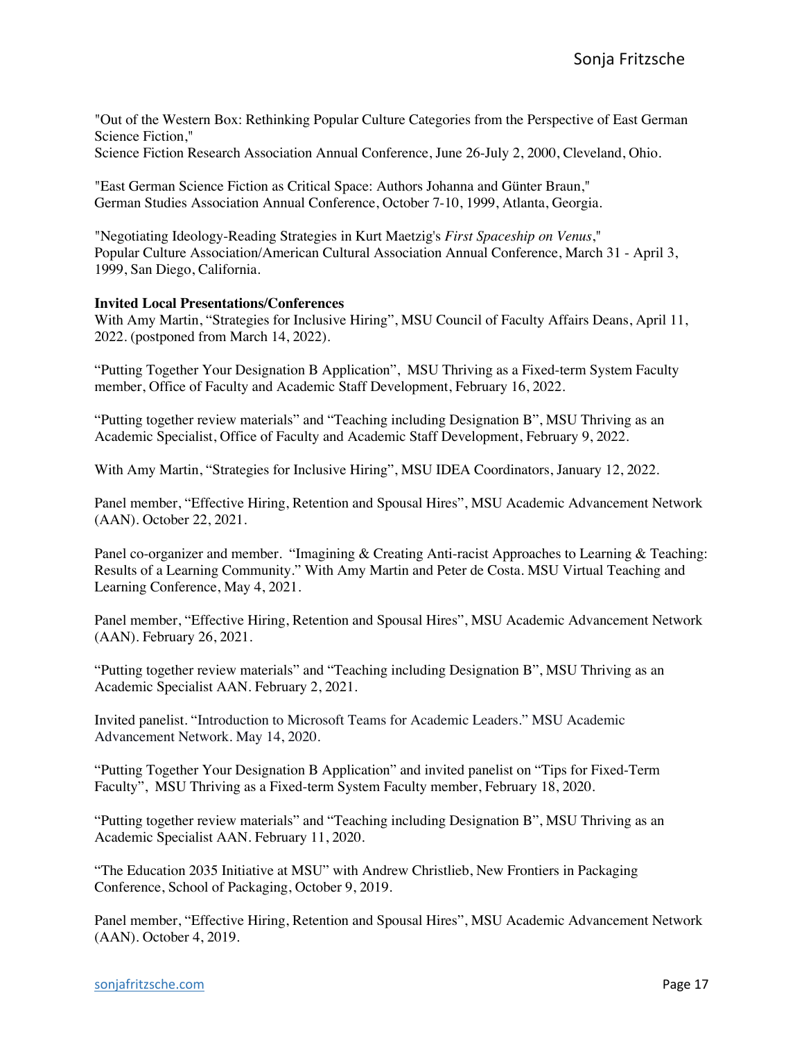"Out of the Western Box: Rethinking Popular Culture Categories from the Perspective of East German Science Fiction,"
Science Fiction Research Association Annual Conference, June 26-July 2, 2000, Cleveland, Ohio.

"East German Science Fiction as Critical Space: Authors Johanna and Günter Braun,"
German Studies Association Annual Conference, October 7-10, 1999, Atlanta, Georgia.

"Negotiating Ideology-Reading Strategies in Kurt Maetzig's *First Spaceship on Venus*,"
Popular Culture Association/American Cultural Association Annual Conference, March 31 - April 3, 1999, San Diego, California.

**Invited Local Presentations/Conferences**

With Amy Martin, "Strategies for Inclusive Hiring", MSU Council of Faculty Affairs Deans, April 11, 2022. (postponed from March 14, 2022).

"Putting Together Your Designation B Application", MSU Thriving as a Fixed-term System Faculty member, Office of Faculty and Academic Staff Development, February 16, 2022.

"Putting together review materials" and "Teaching including Designation B", MSU Thriving as an Academic Specialist, Office of Faculty and Academic Staff Development, February 9, 2022.

With Amy Martin, "Strategies for Inclusive Hiring", MSU IDEA Coordinators, January 12, 2022.

Panel member, "Effective Hiring, Retention and Spousal Hires", MSU Academic Advancement Network (AAN). October 22, 2021.

Panel co-organizer and member. "Imagining & Creating Anti-racist Approaches to Learning & Teaching: Results of a Learning Community." With Amy Martin and Peter de Costa. MSU Virtual Teaching and Learning Conference, May 4, 2021.

Panel member, "Effective Hiring, Retention and Spousal Hires", MSU Academic Advancement Network (AAN). February 26, 2021.

"Putting together review materials" and "Teaching including Designation B", MSU Thriving as an Academic Specialist AAN. February 2, 2021.

Invited panelist. "Introduction to Microsoft Teams for Academic Leaders." MSU Academic Advancement Network. May 14, 2020.

"Putting Together Your Designation B Application" and invited panelist on "Tips for Fixed-Term Faculty", MSU Thriving as a Fixed-term System Faculty member, February 18, 2020.

"Putting together review materials" and "Teaching including Designation B", MSU Thriving as an Academic Specialist AAN. February 11, 2020.

"The Education 2035 Initiative at MSU" with Andrew Christlieb, New Frontiers in Packaging Conference, School of Packaging, October 9, 2019.

Panel member, "Effective Hiring, Retention and Spousal Hires", MSU Academic Advancement Network (AAN). October 4, 2019.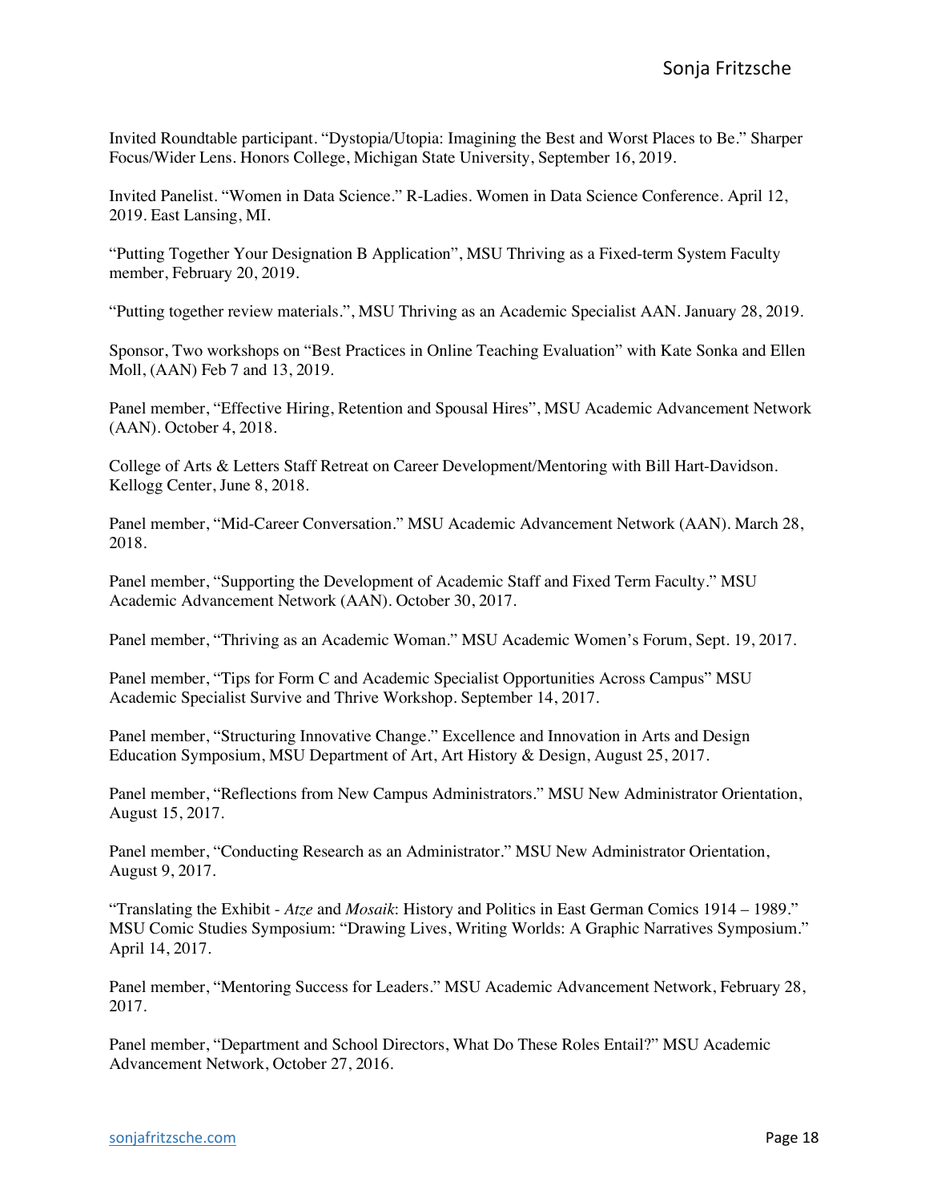Invited Roundtable participant. "Dystopia/Utopia: Imagining the Best and Worst Places to Be." Sharper Focus/Wider Lens. Honors College, Michigan State University, September 16, 2019.

Invited Panelist. "Women in Data Science." R-Ladies. Women in Data Science Conference. April 12, 2019. East Lansing, MI.

"Putting Together Your Designation B Application", MSU Thriving as a Fixed-term System Faculty member, February 20, 2019.

"Putting together review materials.", MSU Thriving as an Academic Specialist AAN. January 28, 2019.

Sponsor, Two workshops on "Best Practices in Online Teaching Evaluation" with Kate Sonka and Ellen Moll, (AAN) Feb 7 and 13, 2019.

Panel member, "Effective Hiring, Retention and Spousal Hires", MSU Academic Advancement Network (AAN). October 4, 2018.

College of Arts & Letters Staff Retreat on Career Development/Mentoring with Bill Hart-Davidson. Kellogg Center, June 8, 2018.

Panel member, "Mid-Career Conversation." MSU Academic Advancement Network (AAN). March 28, 2018.

Panel member, "Supporting the Development of Academic Staff and Fixed Term Faculty." MSU Academic Advancement Network (AAN). October 30, 2017.

Panel member, "Thriving as an Academic Woman." MSU Academic Women's Forum, Sept. 19, 2017.

Panel member, "Tips for Form C and Academic Specialist Opportunities Across Campus" MSU Academic Specialist Survive and Thrive Workshop. September 14, 2017.

Panel member, "Structuring Innovative Change." Excellence and Innovation in Arts and Design Education Symposium, MSU Department of Art, Art History & Design, August 25, 2017.

Panel member, "Reflections from New Campus Administrators." MSU New Administrator Orientation, August 15, 2017.

Panel member, "Conducting Research as an Administrator." MSU New Administrator Orientation, August 9, 2017.

"Translating the Exhibit - *Atze* and *Mosaik*: History and Politics in East German Comics 1914 – 1989." MSU Comic Studies Symposium: "Drawing Lives, Writing Worlds: A Graphic Narratives Symposium." April 14, 2017.

Panel member, "Mentoring Success for Leaders." MSU Academic Advancement Network, February 28, 2017.

Panel member, "Department and School Directors, What Do These Roles Entail?" MSU Academic Advancement Network, October 27, 2016.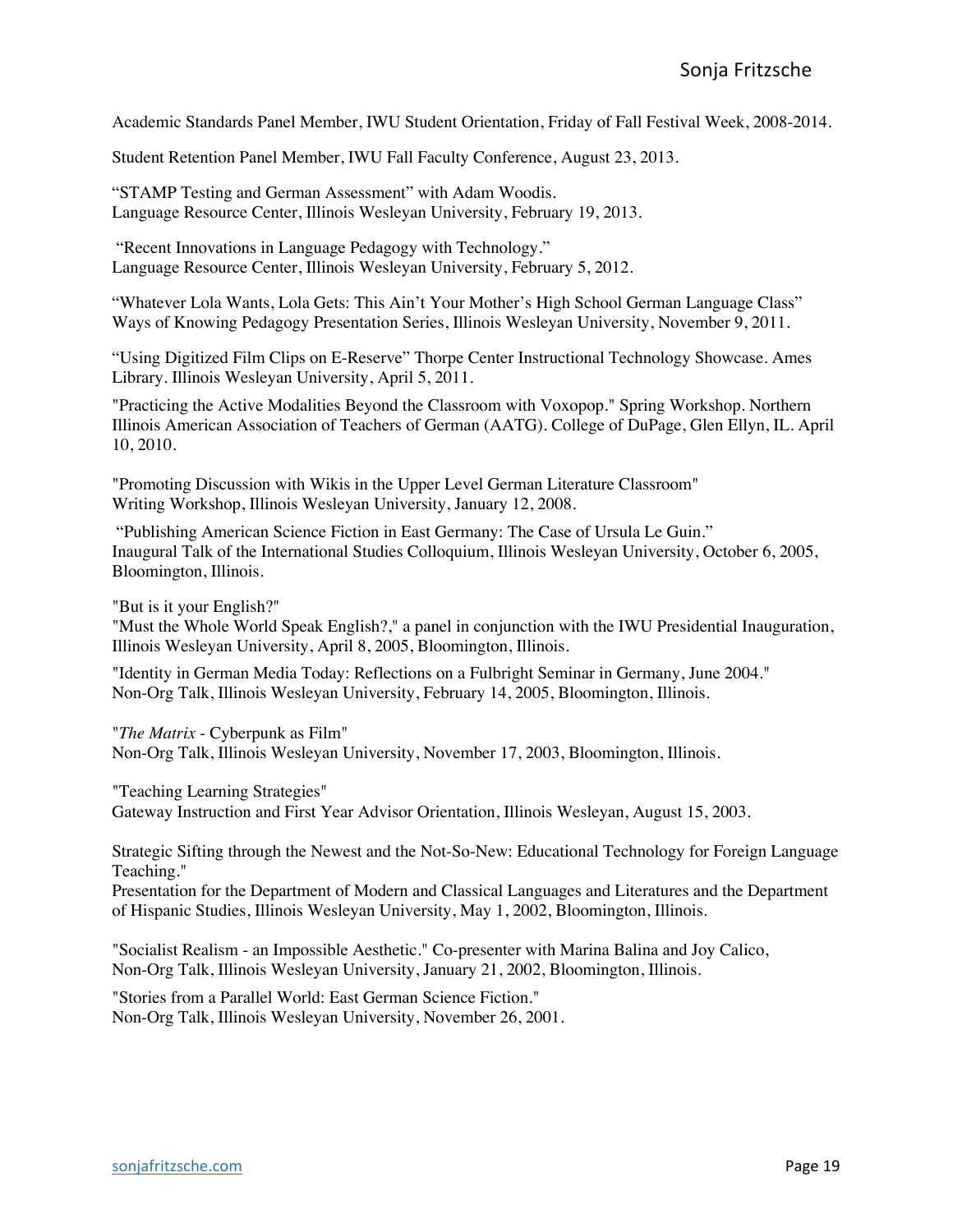Academic Standards Panel Member, IWU Student Orientation, Friday of Fall Festival Week, 2008-2014.

Student Retention Panel Member, IWU Fall Faculty Conference, August 23, 2013.

"STAMP Testing and German Assessment" with Adam Woodis.
Language Resource Center, Illinois Wesleyan University, February 19, 2013.

"Recent Innovations in Language Pedagogy with Technology."
Language Resource Center, Illinois Wesleyan University, February 5, 2012.

"Whatever Lola Wants, Lola Gets: This Ain't Your Mother's High School German Language Class"
Ways of Knowing Pedagogy Presentation Series, Illinois Wesleyan University, November 9, 2011.

"Using Digitized Film Clips on E-Reserve" Thorpe Center Instructional Technology Showcase. Ames Library. Illinois Wesleyan University, April 5, 2011.

"Practicing the Active Modalities Beyond the Classroom with Voxopop." Spring Workshop. Northern Illinois American Association of Teachers of German (AATG). College of DuPage, Glen Ellyn, IL. April 10, 2010.

"Promoting Discussion with Wikis in the Upper Level German Literature Classroom"
Writing Workshop, Illinois Wesleyan University, January 12, 2008.

"Publishing American Science Fiction in East Germany: The Case of Ursula Le Guin."
Inaugural Talk of the International Studies Colloquium, Illinois Wesleyan University, October 6, 2005, Bloomington, Illinois.

"But is it your English?"
"Must the Whole World Speak English?," a panel in conjunction with the IWU Presidential Inauguration, Illinois Wesleyan University, April 8, 2005, Bloomington, Illinois.

"Identity in German Media Today: Reflections on a Fulbright Seminar in Germany, June 2004."
Non-Org Talk, Illinois Wesleyan University, February 14, 2005, Bloomington, Illinois.

"*The Matrix* - Cyberpunk as Film"
Non-Org Talk, Illinois Wesleyan University, November 17, 2003, Bloomington, Illinois.

"Teaching Learning Strategies"
Gateway Instruction and First Year Advisor Orientation, Illinois Wesleyan, August 15, 2003.

Strategic Sifting through the Newest and the Not-So-New: Educational Technology for Foreign Language Teaching."
Presentation for the Department of Modern and Classical Languages and Literatures and the Department of Hispanic Studies, Illinois Wesleyan University, May 1, 2002, Bloomington, Illinois.

"Socialist Realism - an Impossible Aesthetic." Co-presenter with Marina Balina and Joy Calico,
Non-Org Talk, Illinois Wesleyan University, January 21, 2002, Bloomington, Illinois.

"Stories from a Parallel World: East German Science Fiction."
Non-Org Talk, Illinois Wesleyan University, November 26, 2001.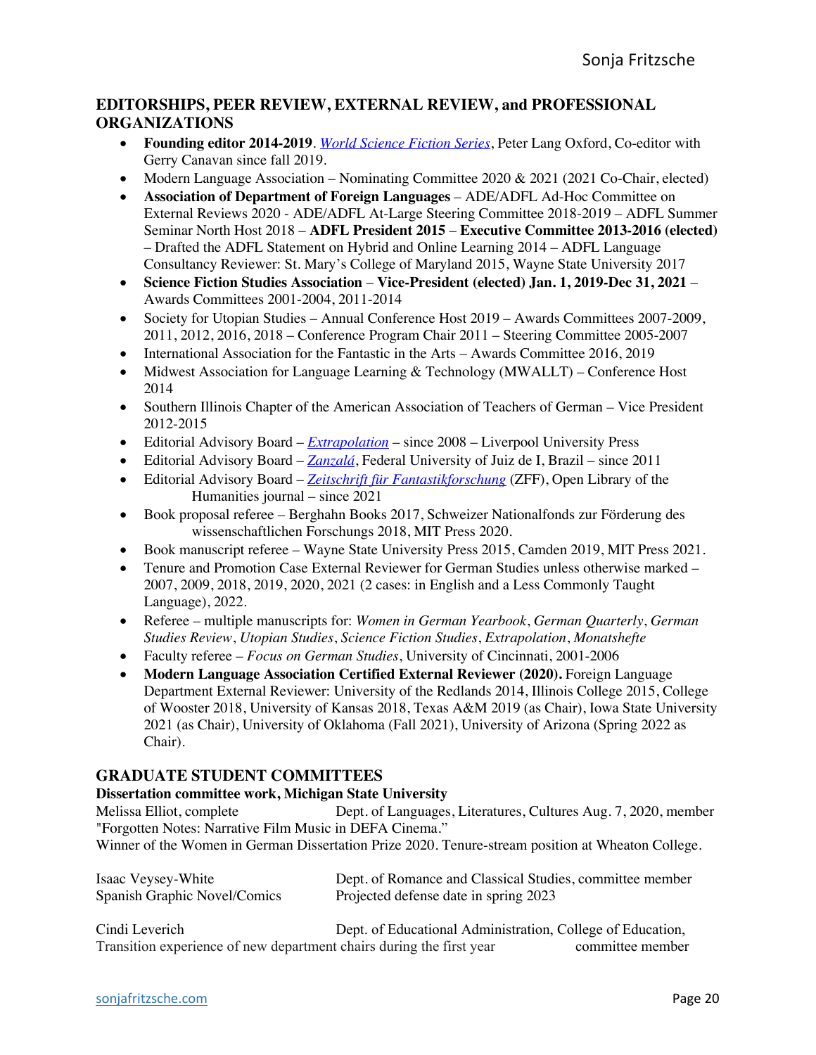## EDITORSHIPS, PEER REVIEW, EXTERNAL REVIEW, and PROFESSIONAL ORGANIZATIONS

- **Founding editor 2014-2019**. *World Science Fiction Series*, Peter Lang Oxford, Co-editor with Gerry Canavan since fall 2019.
- Modern Language Association – Nominating Committee 2020 & 2021 (2021 Co-Chair, elected)
- **Association of Department of Foreign Languages** – ADE/ADFL Ad-Hoc Committee on External Reviews 2020 - ADE/ADFL At-Large Steering Committee 2018-2019 – ADFL Summer Seminar North Host 2018 – **ADFL President 2015** – **Executive Committee 2013-2016 (elected)** – Drafted the ADFL Statement on Hybrid and Online Learning 2014 – ADFL Language Consultancy Reviewer: St. Mary's College of Maryland 2015, Wayne State University 2017
- **Science Fiction Studies Association** – **Vice-President (elected) Jan. 1, 2019-Dec 31, 2021** – Awards Committees 2001-2004, 2011-2014
- Society for Utopian Studies – Annual Conference Host 2019 – Awards Committees 2007-2009, 2011, 2012, 2016, 2018 – Conference Program Chair 2011 – Steering Committee 2005-2007
- International Association for the Fantastic in the Arts – Awards Committee 2016, 2019
- Midwest Association for Language Learning & Technology (MWALLT) – Conference Host 2014
- Southern Illinois Chapter of the American Association of Teachers of German – Vice President 2012-2015
- Editorial Advisory Board – *Extrapolation* – since 2008 – Liverpool University Press
- Editorial Advisory Board – *Zanzalá*, Federal University of Juiz de I, Brazil – since 2011
- Editorial Advisory Board – *Zeitschrift für Fantastikforschung* (ZFF), Open Library of the Humanities journal – since 2021
- Book proposal referee – Berghahn Books 2017, Schweizer Nationalfonds zur Förderung des wissenschaftlichen Forschungs 2018, MIT Press 2020.
- Book manuscript referee – Wayne State University Press 2015, Camden 2019, MIT Press 2021.
- Tenure and Promotion Case External Reviewer for German Studies unless otherwise marked – 2007, 2009, 2018, 2019, 2020, 2021 (2 cases: in English and a Less Commonly Taught Language), 2022.
- Referee – multiple manuscripts for: *Women in German Yearbook*, *German Quarterly*, *German Studies Review*, *Utopian Studies*, *Science Fiction Studies*, *Extrapolation*, *Monatshefte*
- Faculty referee – *Focus on German Studies*, University of Cincinnati, 2001-2006
- **Modern Language Association Certified External Reviewer (2020).** Foreign Language Department External Reviewer: University of the Redlands 2014, Illinois College 2015, College of Wooster 2018, University of Kansas 2018, Texas A&M 2019 (as Chair), Iowa State University 2021 (as Chair), University of Oklahoma (Fall 2021), University of Arizona (Spring 2022 as Chair).

## GRADUATE STUDENT COMMITTEES

**Dissertation committee work, Michigan State University**

Melissa Elliot, complete — Dept. of Languages, Literatures, Cultures Aug. 7, 2020, member
"Forgotten Notes: Narrative Film Music in DEFA Cinema."
Winner of the Women in German Dissertation Prize 2020. Tenure-stream position at Wheaton College.

Isaac Veysey-White — Dept. of Romance and Classical Studies, committee member
Spanish Graphic Novel/Comics — Projected defense date in spring 2023

Cindi Leverich — Dept. of Educational Administration, College of Education, committee member
Transition experience of new department chairs during the first year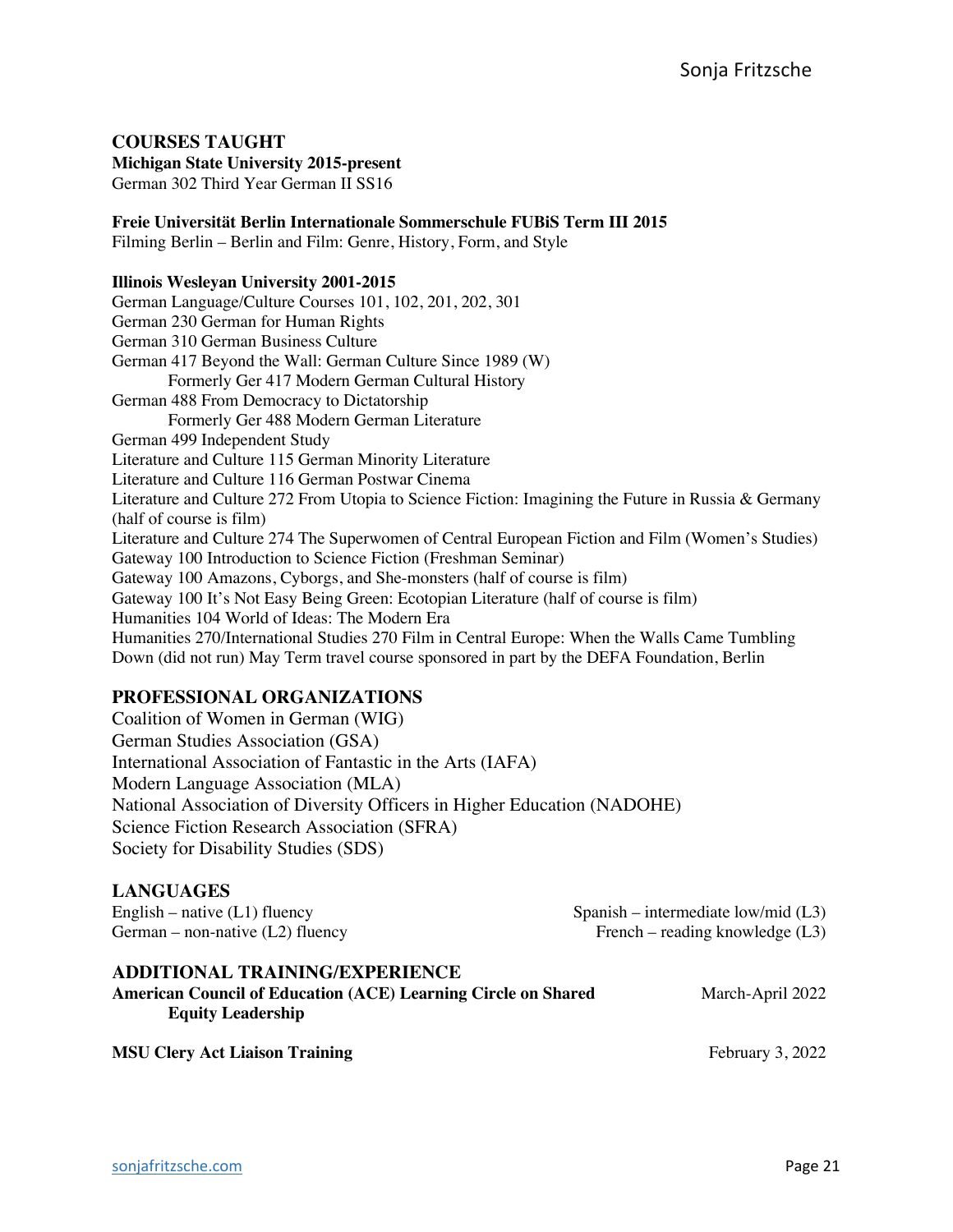## COURSES TAUGHT

**Michigan State University 2015-present**
German 302 Third Year German II SS16

**Freie Universität Berlin Internationale Sommerschule FUBiS Term III 2015**
Filming Berlin – Berlin and Film: Genre, History, Form, and Style

**Illinois Wesleyan University 2001-2015**
German Language/Culture Courses 101, 102, 201, 202, 301
German 230 German for Human Rights
German 310 German Business Culture
German 417 Beyond the Wall: German Culture Since 1989 (W)
    Formerly Ger 417 Modern German Cultural History
German 488 From Democracy to Dictatorship
    Formerly Ger 488 Modern German Literature
German 499 Independent Study
Literature and Culture 115 German Minority Literature
Literature and Culture 116 German Postwar Cinema
Literature and Culture 272 From Utopia to Science Fiction: Imagining the Future in Russia & Germany (half of course is film)
Literature and Culture 274 The Superwomen of Central European Fiction and Film (Women's Studies)
Gateway 100 Introduction to Science Fiction (Freshman Seminar)
Gateway 100 Amazons, Cyborgs, and She-monsters (half of course is film)
Gateway 100 It's Not Easy Being Green: Ecotopian Literature (half of course is film)
Humanities 104 World of Ideas: The Modern Era
Humanities 270/International Studies 270 Film in Central Europe: When the Walls Came Tumbling Down (did not run) May Term travel course sponsored in part by the DEFA Foundation, Berlin

## PROFESSIONAL ORGANIZATIONS

Coalition of Women in German (WIG)
German Studies Association (GSA)
International Association of Fantastic in the Arts (IAFA)
Modern Language Association (MLA)
National Association of Diversity Officers in Higher Education (NADOHE)
Science Fiction Research Association (SFRA)
Society for Disability Studies (SDS)

## LANGUAGES

English – native (L1) fluency
German – non-native (L2) fluency
Spanish – intermediate low/mid (L3)
French – reading knowledge (L3)

## ADDITIONAL TRAINING/EXPERIENCE

**American Council of Education (ACE) Learning Circle on Shared Equity Leadership** March-April 2022

**MSU Clery Act Liaison Training** February 3, 2022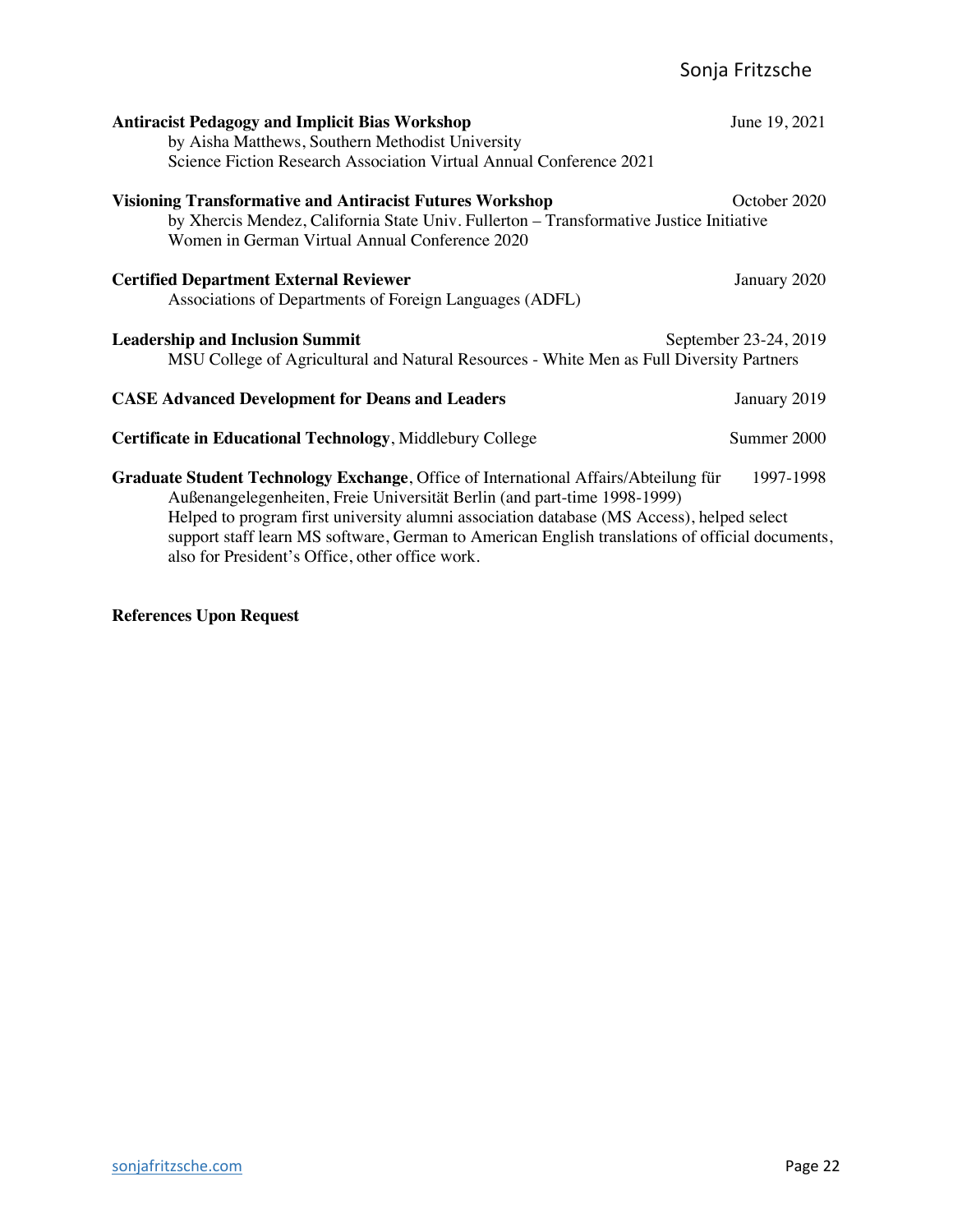**Antiracist Pedagogy and Implicit Bias Workshop** June 19, 2021
by Aisha Matthews, Southern Methodist University
Science Fiction Research Association Virtual Annual Conference 2021

**Visioning Transformative and Antiracist Futures Workshop** October 2020
by Xhercis Mendez, California State Univ. Fullerton – Transformative Justice Initiative
Women in German Virtual Annual Conference 2020

**Certified Department External Reviewer** January 2020
Associations of Departments of Foreign Languages (ADFL)

**Leadership and Inclusion Summit** September 23-24, 2019
MSU College of Agricultural and Natural Resources - White Men as Full Diversity Partners

**CASE Advanced Development for Deans and Leaders** January 2019

**Certificate in Educational Technology**, Middlebury College Summer 2000

**Graduate Student Technology Exchange**, Office of International Affairs/Abteilung für Außenangelegenheiten, Freie Universität Berlin (and part-time 1998-1999) 1997-1998
Helped to program first university alumni association database (MS Access), helped select support staff learn MS software, German to American English translations of official documents, also for President's Office, other office work.

**References Upon Request**